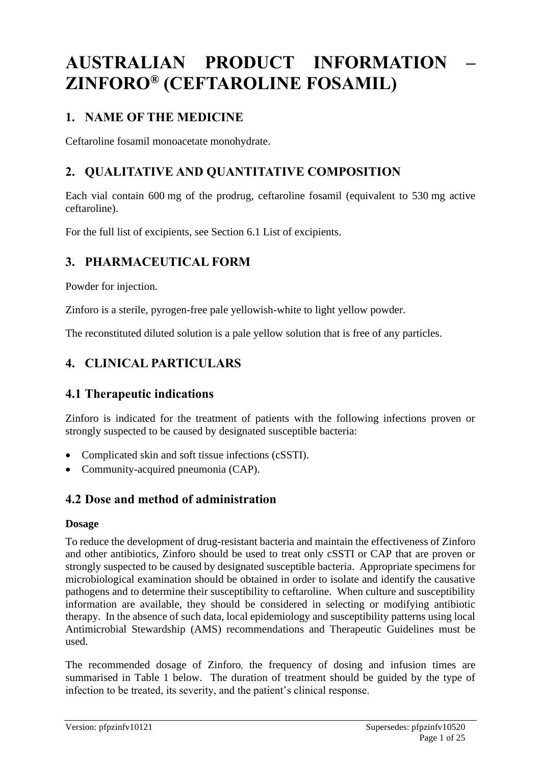# AUSTRALIAN PRODUCT INFORMATION – ZINFORO® (CEFTAROLINE FOSAMIL)

## 1. NAME OF THE MEDICINE

Ceftaroline fosamil monoacetate monohydrate.

## 2. QUALITATIVE AND QUANTITATIVE COMPOSITION

Each vial contain 600 mg of the prodrug, ceftaroline fosamil (equivalent to 530 mg active ceftaroline).

For the full list of excipients, see Section 6.1 List of excipients.

## 3. PHARMACEUTICAL FORM

Powder for injection.

Zinforo is a sterile, pyrogen-free pale yellowish-white to light yellow powder.

The reconstituted diluted solution is a pale yellow solution that is free of any particles.

## 4. CLINICAL PARTICULARS

## 4.1 Therapeutic indications

Zinforo is indicated for the treatment of patients with the following infections proven or strongly suspected to be caused by designated susceptible bacteria:

- Complicated skin and soft tissue infections (cSSTI).
- Community-acquired pneumonia (CAP).

## 4.2 Dose and method of administration

### Dosage

To reduce the development of drug-resistant bacteria and maintain the effectiveness of Zinforo and other antibiotics, Zinforo should be used to treat only cSSTI or CAP that are proven or strongly suspected to be caused by designated susceptible bacteria. Appropriate specimens for microbiological examination should be obtained in order to isolate and identify the causative pathogens and to determine their susceptibility to ceftaroline. When culture and susceptibility information are available, they should be considered in selecting or modifying antibiotic therapy. In the absence of such data, local epidemiology and susceptibility patterns using local Antimicrobial Stewardship (AMS) recommendations and Therapeutic Guidelines must be used.

The recommended dosage of Zinforo, the frequency of dosing and infusion times are summarised in Table 1 below. The duration of treatment should be guided by the type of infection to be treated, its severity, and the patient's clinical response.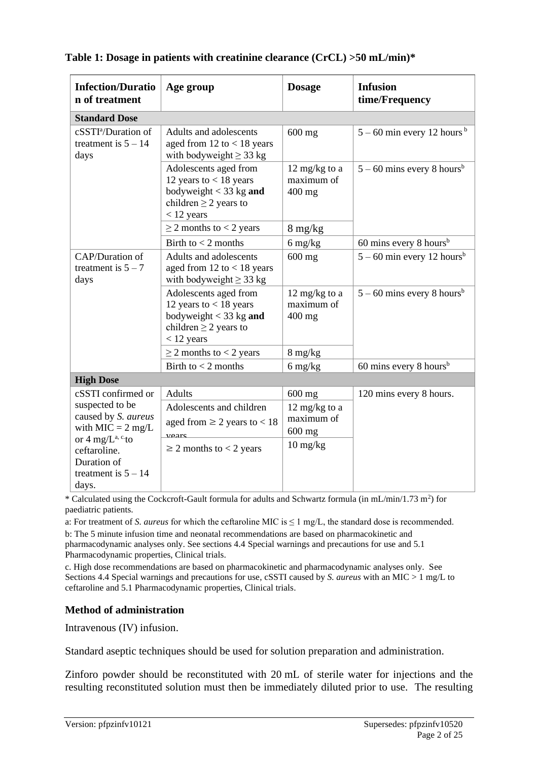**Table 1: Dosage in patients with creatinine clearance (CrCL) >50 mL/min)***

| Infection/Duration of treatment | Age group | Dosage | Infusion time/Frequency |
|---|---|---|---|
| **Standard Dose** | | | |
| cSSTI[a]/Duration of treatment is 5 – 14 days | Adults and adolescents aged from 12 to < 18 years with bodyweight ≥ 33 kg | 600 mg | 5 – 60 min every 12 hours [b] |
| | Adolescents aged from 12 years to < 18 years bodyweight < 33 kg **and** children ≥ 2 years to < 12 years | 12 mg/kg to a maximum of 400 mg | 5 – 60 mins every 8 hours[b] |
| | ≥ 2 months to < 2 years | 8 mg/kg | |
| | Birth to < 2 months | 6 mg/kg | 60 mins every 8 hours[b] |
| CAP/Duration of treatment is 5 – 7 days | Adults and adolescents aged from 12 to < 18 years with bodyweight ≥ 33 kg | 600 mg | 5 – 60 min every 12 hours[b] |
| | Adolescents aged from 12 years to < 18 years bodyweight < 33 kg **and** children ≥ 2 years to < 12 years | 12 mg/kg to a maximum of 400 mg | 5 – 60 mins every 8 hours[b] |
| | ≥ 2 months to < 2 years | 8 mg/kg | |
| | Birth to < 2 months | 6 mg/kg | 60 mins every 8 hours[b] |
| **High Dose** | | | |
| cSSTI confirmed or suspected to be caused by *S. aureus* with MIC = 2 mg/L or 4 mg/L[a, c] to ceftaroline. Duration of treatment is 5 – 14 days. | Adults | 600 mg | 120 mins every 8 hours. |
| | Adolescents and children aged from ≥ 2 years to < 18 years | 12 mg/kg to a maximum of 600 mg | |
| | ≥ 2 months to < 2 years | 10 mg/kg | |

\* Calculated using the Cockcroft-Gault formula for adults and Schwartz formula (in mL/min/1.73 $m^2$) for paediatric patients.

a: For treatment of *S. aureus* for which the ceftaroline MIC is ≤ 1 mg/L, the standard dose is recommended.

b: The 5 minute infusion time and neonatal recommendations are based on pharmacokinetic and pharmacodynamic analyses only. See sections 4.4 Special warnings and precautions for use and 5.1 Pharmacodynamic properties, Clinical trials.

c. High dose recommendations are based on pharmacokinetic and pharmacodynamic analyses only. See Sections 4.4 Special warnings and precautions for use, cSSTI caused by *S. aureus* with an MIC > 1 mg/L to ceftaroline and 5.1 Pharmacodynamic properties, Clinical trials.

### Method of administration

Intravenous (IV) infusion.

Standard aseptic techniques should be used for solution preparation and administration.

Zinforo powder should be reconstituted with 20 mL of sterile water for injections and the resulting reconstituted solution must then be immediately diluted prior to use. The resulting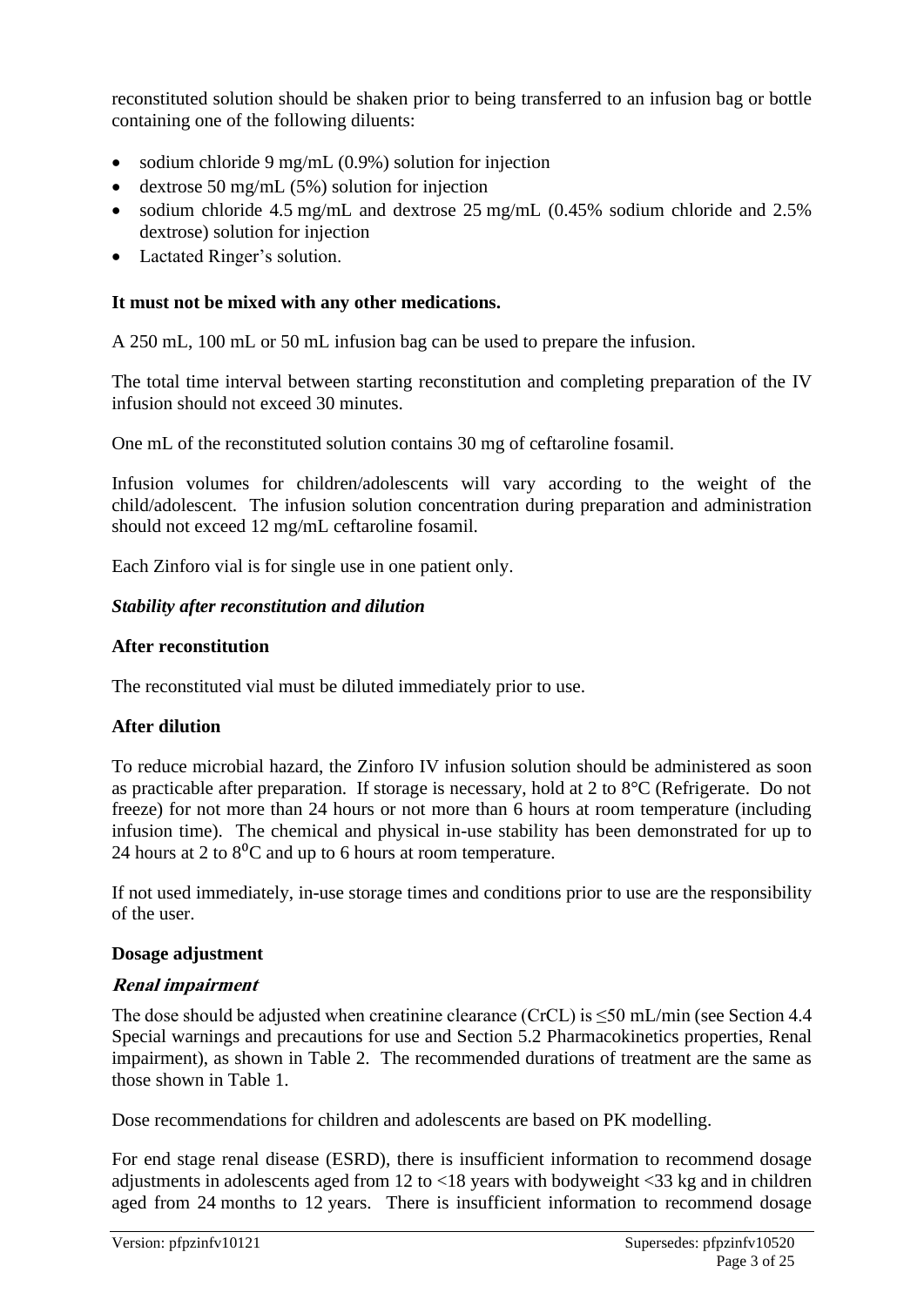reconstituted solution should be shaken prior to being transferred to an infusion bag or bottle containing one of the following diluents:

- sodium chloride 9 mg/mL (0.9%) solution for injection
- dextrose 50 mg/mL (5%) solution for injection
- sodium chloride 4.5 mg/mL and dextrose 25 mg/mL (0.45% sodium chloride and 2.5% dextrose) solution for injection
- Lactated Ringer's solution.

**It must not be mixed with any other medications.**

A 250 mL, 100 mL or 50 mL infusion bag can be used to prepare the infusion.

The total time interval between starting reconstitution and completing preparation of the IV infusion should not exceed 30 minutes.

One mL of the reconstituted solution contains 30 mg of ceftaroline fosamil.

Infusion volumes for children/adolescents will vary according to the weight of the child/adolescent. The infusion solution concentration during preparation and administration should not exceed 12 mg/mL ceftaroline fosamil.

Each Zinforo vial is for single use in one patient only.

***Stability after reconstitution and dilution***

**After reconstitution**

The reconstituted vial must be diluted immediately prior to use.

**After dilution**

To reduce microbial hazard, the Zinforo IV infusion solution should be administered as soon as practicable after preparation. If storage is necessary, hold at 2 to 8°C (Refrigerate. Do not freeze) for not more than 24 hours or not more than 6 hours at room temperature (including infusion time). The chemical and physical in-use stability has been demonstrated for up to 24 hours at 2 to $8^{0}$C and up to 6 hours at room temperature.

If not used immediately, in-use storage times and conditions prior to use are the responsibility of the user.

**Dosage adjustment**

***Renal impairment***

The dose should be adjusted when creatinine clearance (CrCL) is ≤50 mL/min (see Section 4.4 Special warnings and precautions for use and Section 5.2 Pharmacokinetics properties, Renal impairment), as shown in Table 2. The recommended durations of treatment are the same as those shown in Table 1.

Dose recommendations for children and adolescents are based on PK modelling.

For end stage renal disease (ESRD), there is insufficient information to recommend dosage adjustments in adolescents aged from 12 to <18 years with bodyweight <33 kg and in children aged from 24 months to 12 years. There is insufficient information to recommend dosage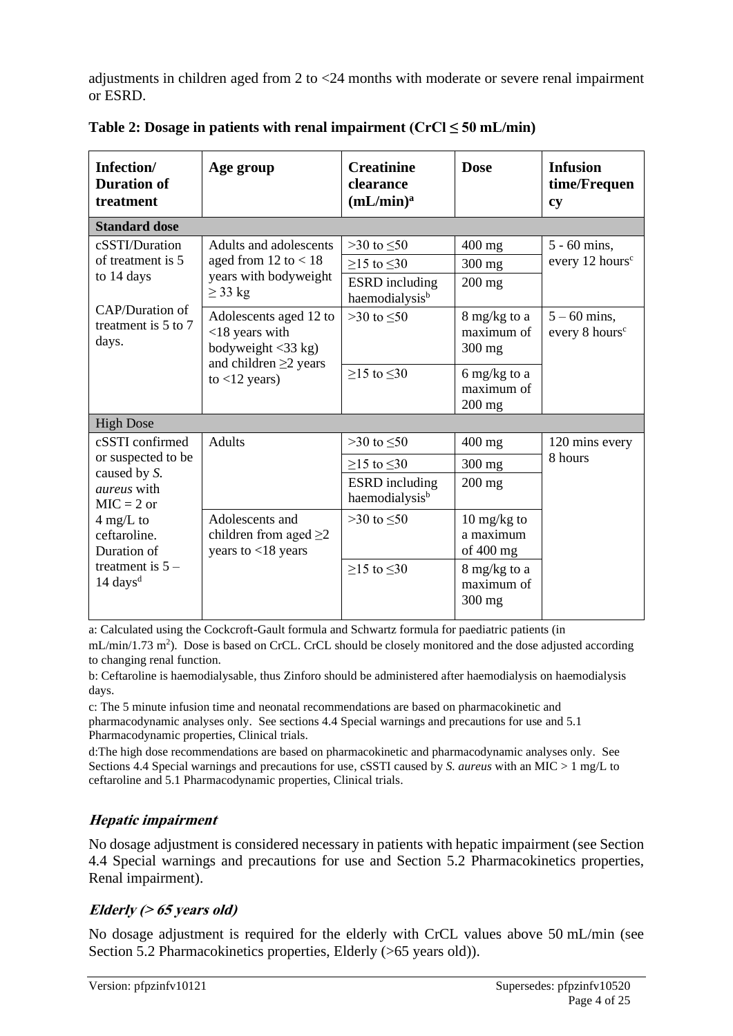adjustments in children aged from 2 to <24 months with moderate or severe renal impairment or ESRD.

**Table 2: Dosage in patients with renal impairment (CrCl ≤ 50 mL/min)**

| Infection/ Duration of treatment | Age group | Creatinine clearance (mL/min)[a] | Dose | Infusion time/Frequency |
|---|---|---|---|---|
| **Standard dose** | | | | |
| cSSTI/Duration of treatment is 5 to 14 days<br><br>CAP/Duration of treatment is 5 to 7 days. | Adults and adolescents aged from 12 to < 18 years with bodyweight ≥ 33 kg | >30 to ≤50 | 400 mg | 5 - 60 mins, every 12 hours[c] |
| | | ≥15 to ≤30 | 300 mg | |
| | | ESRD including haemodialysis[b] | 200 mg | |
| | Adolescents aged 12 to <18 years with bodyweight <33 kg) and children ≥2 years to <12 years) | >30 to ≤50 | 8 mg/kg to a maximum of 300 mg | 5 – 60 mins, every 8 hours[c] |
| | | ≥15 to ≤30 | 6 mg/kg to a maximum of 200 mg | |
| High Dose | | | | |
| cSSTI confirmed or suspected to be caused by *S. aureus* with MIC = 2 or 4 mg/L to ceftaroline. Duration of treatment is 5 – 14 days[d] | Adults | >30 to ≤50 | 400 mg | 120 mins every 8 hours |
| | | ≥15 to ≤30 | 300 mg | |
| | | ESRD including haemodialysis[b] | 200 mg | |
| | Adolescents and children from aged ≥2 years to <18 years | >30 to ≤50 | 10 mg/kg to a maximum of 400 mg | |
| | | ≥15 to ≤30 | 8 mg/kg to a maximum of 300 mg | |

a: Calculated using the Cockcroft-Gault formula and Schwartz formula for paediatric patients (in mL/min/1.73 $m^2$). Dose is based on CrCL. CrCL should be closely monitored and the dose adjusted according to changing renal function.

b: Ceftaroline is haemodialysable, thus Zinforo should be administered after haemodialysis on haemodialysis days.

c: The 5 minute infusion time and neonatal recommendations are based on pharmacokinetic and pharmacodynamic analyses only. See sections 4.4 Special warnings and precautions for use and 5.1 Pharmacodynamic properties, Clinical trials.

d:The high dose recommendations are based on pharmacokinetic and pharmacodynamic analyses only. See Sections 4.4 Special warnings and precautions for use, cSSTI caused by *S. aureus* with an MIC > 1 mg/L to ceftaroline and 5.1 Pharmacodynamic properties, Clinical trials.

### *Hepatic impairment*

No dosage adjustment is considered necessary in patients with hepatic impairment (see Section 4.4 Special warnings and precautions for use and Section 5.2 Pharmacokinetics properties, Renal impairment).

### *Elderly (> 65 years old)*

No dosage adjustment is required for the elderly with CrCL values above 50 mL/min (see Section 5.2 Pharmacokinetics properties, Elderly (>65 years old)).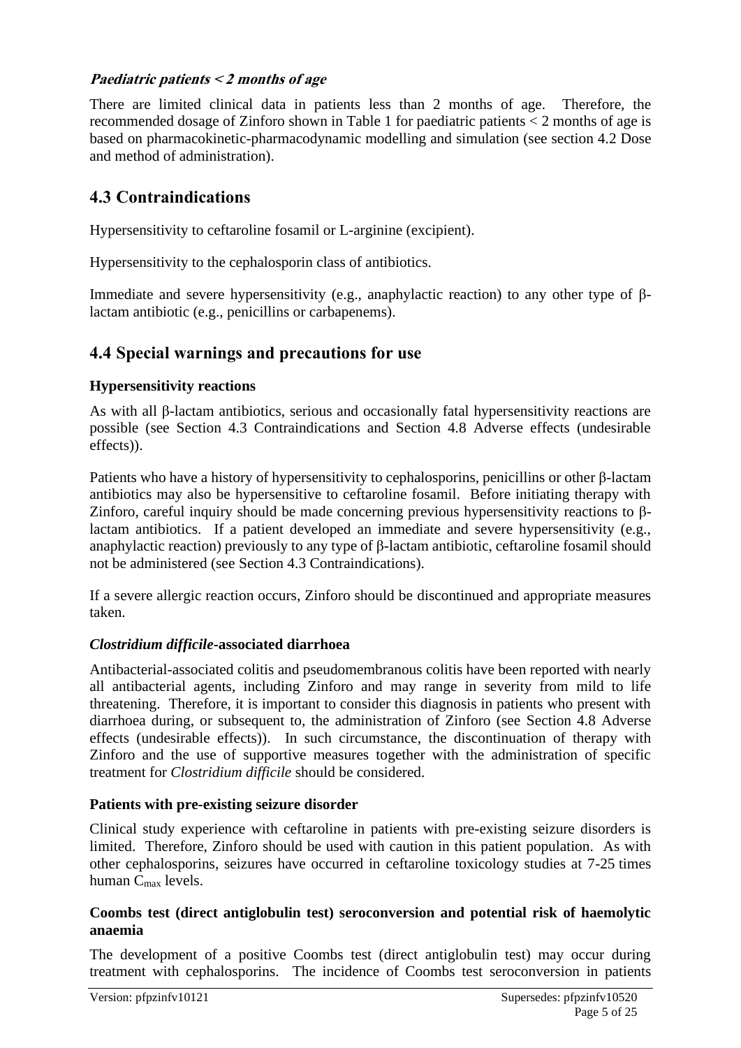***Paediatric patients < 2 months of age***

There are limited clinical data in patients less than 2 months of age. Therefore, the recommended dosage of Zinforo shown in Table 1 for paediatric patients < 2 months of age is based on pharmacokinetic-pharmacodynamic modelling and simulation (see section 4.2 Dose and method of administration).

## 4.3 Contraindications

Hypersensitivity to ceftaroline fosamil or L-arginine (excipient).

Hypersensitivity to the cephalosporin class of antibiotics.

Immediate and severe hypersensitivity (e.g., anaphylactic reaction) to any other type of β-lactam antibiotic (e.g., penicillins or carbapenems).

## 4.4 Special warnings and precautions for use

### Hypersensitivity reactions

As with all β-lactam antibiotics, serious and occasionally fatal hypersensitivity reactions are possible (see Section 4.3 Contraindications and Section 4.8 Adverse effects (undesirable effects)).

Patients who have a history of hypersensitivity to cephalosporins, penicillins or other β-lactam antibiotics may also be hypersensitive to ceftaroline fosamil. Before initiating therapy with Zinforo, careful inquiry should be made concerning previous hypersensitivity reactions to β-lactam antibiotics. If a patient developed an immediate and severe hypersensitivity (e.g., anaphylactic reaction) previously to any type of β-lactam antibiotic, ceftaroline fosamil should not be administered (see Section 4.3 Contraindications).

If a severe allergic reaction occurs, Zinforo should be discontinued and appropriate measures taken.

### *Clostridium difficile*-associated diarrhoea

Antibacterial-associated colitis and pseudomembranous colitis have been reported with nearly all antibacterial agents, including Zinforo and may range in severity from mild to life threatening. Therefore, it is important to consider this diagnosis in patients who present with diarrhoea during, or subsequent to, the administration of Zinforo (see Section 4.8 Adverse effects (undesirable effects)). In such circumstance, the discontinuation of therapy with Zinforo and the use of supportive measures together with the administration of specific treatment for *Clostridium difficile* should be considered.

### Patients with pre-existing seizure disorder

Clinical study experience with ceftaroline in patients with pre-existing seizure disorders is limited. Therefore, Zinforo should be used with caution in this patient population. As with other cephalosporins, seizures have occurred in ceftaroline toxicology studies at 7-25 times human $C_{max}$ levels.

### Coombs test (direct antiglobulin test) seroconversion and potential risk of haemolytic anaemia

The development of a positive Coombs test (direct antiglobulin test) may occur during treatment with cephalosporins. The incidence of Coombs test seroconversion in patients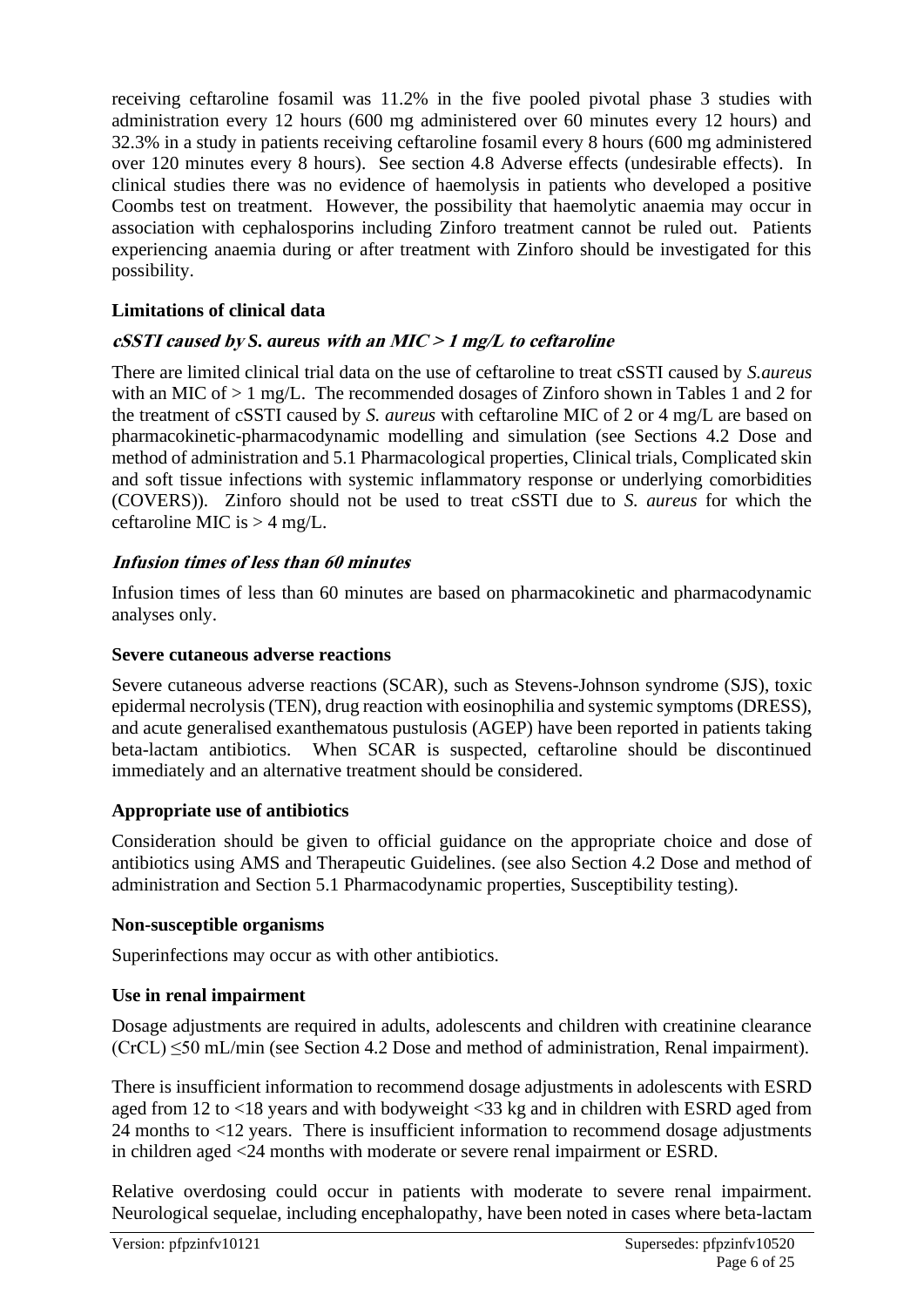receiving ceftaroline fosamil was 11.2% in the five pooled pivotal phase 3 studies with administration every 12 hours (600 mg administered over 60 minutes every 12 hours) and 32.3% in a study in patients receiving ceftaroline fosamil every 8 hours (600 mg administered over 120 minutes every 8 hours). See section 4.8 Adverse effects (undesirable effects). In clinical studies there was no evidence of haemolysis in patients who developed a positive Coombs test on treatment. However, the possibility that haemolytic anaemia may occur in association with cephalosporins including Zinforo treatment cannot be ruled out. Patients experiencing anaemia during or after treatment with Zinforo should be investigated for this possibility.

**Limitations of clinical data**

***cSSTI caused by S. aureus with an MIC > 1 mg/L to ceftaroline***

There are limited clinical trial data on the use of ceftaroline to treat cSSTI caused by *S.aureus* with an MIC of > 1 mg/L. The recommended dosages of Zinforo shown in Tables 1 and 2 for the treatment of cSSTI caused by *S. aureus* with ceftaroline MIC of 2 or 4 mg/L are based on pharmacokinetic-pharmacodynamic modelling and simulation (see Sections 4.2 Dose and method of administration and 5.1 Pharmacological properties, Clinical trials, Complicated skin and soft tissue infections with systemic inflammatory response or underlying comorbidities (COVERS)). Zinforo should not be used to treat cSSTI due to *S. aureus* for which the ceftaroline MIC is > 4 mg/L.

***Infusion times of less than 60 minutes***

Infusion times of less than 60 minutes are based on pharmacokinetic and pharmacodynamic analyses only.

**Severe cutaneous adverse reactions**

Severe cutaneous adverse reactions (SCAR), such as Stevens-Johnson syndrome (SJS), toxic epidermal necrolysis (TEN), drug reaction with eosinophilia and systemic symptoms (DRESS), and acute generalised exanthematous pustulosis (AGEP) have been reported in patients taking beta-lactam antibiotics. When SCAR is suspected, ceftaroline should be discontinued immediately and an alternative treatment should be considered.

**Appropriate use of antibiotics**

Consideration should be given to official guidance on the appropriate choice and dose of antibiotics using AMS and Therapeutic Guidelines. (see also Section 4.2 Dose and method of administration and Section 5.1 Pharmacodynamic properties, Susceptibility testing).

**Non-susceptible organisms**

Superinfections may occur as with other antibiotics.

**Use in renal impairment**

Dosage adjustments are required in adults, adolescents and children with creatinine clearance (CrCL) ≤50 mL/min (see Section 4.2 Dose and method of administration, Renal impairment).

There is insufficient information to recommend dosage adjustments in adolescents with ESRD aged from 12 to <18 years and with bodyweight <33 kg and in children with ESRD aged from 24 months to <12 years. There is insufficient information to recommend dosage adjustments in children aged <24 months with moderate or severe renal impairment or ESRD.

Relative overdosing could occur in patients with moderate to severe renal impairment. Neurological sequelae, including encephalopathy, have been noted in cases where beta-lactam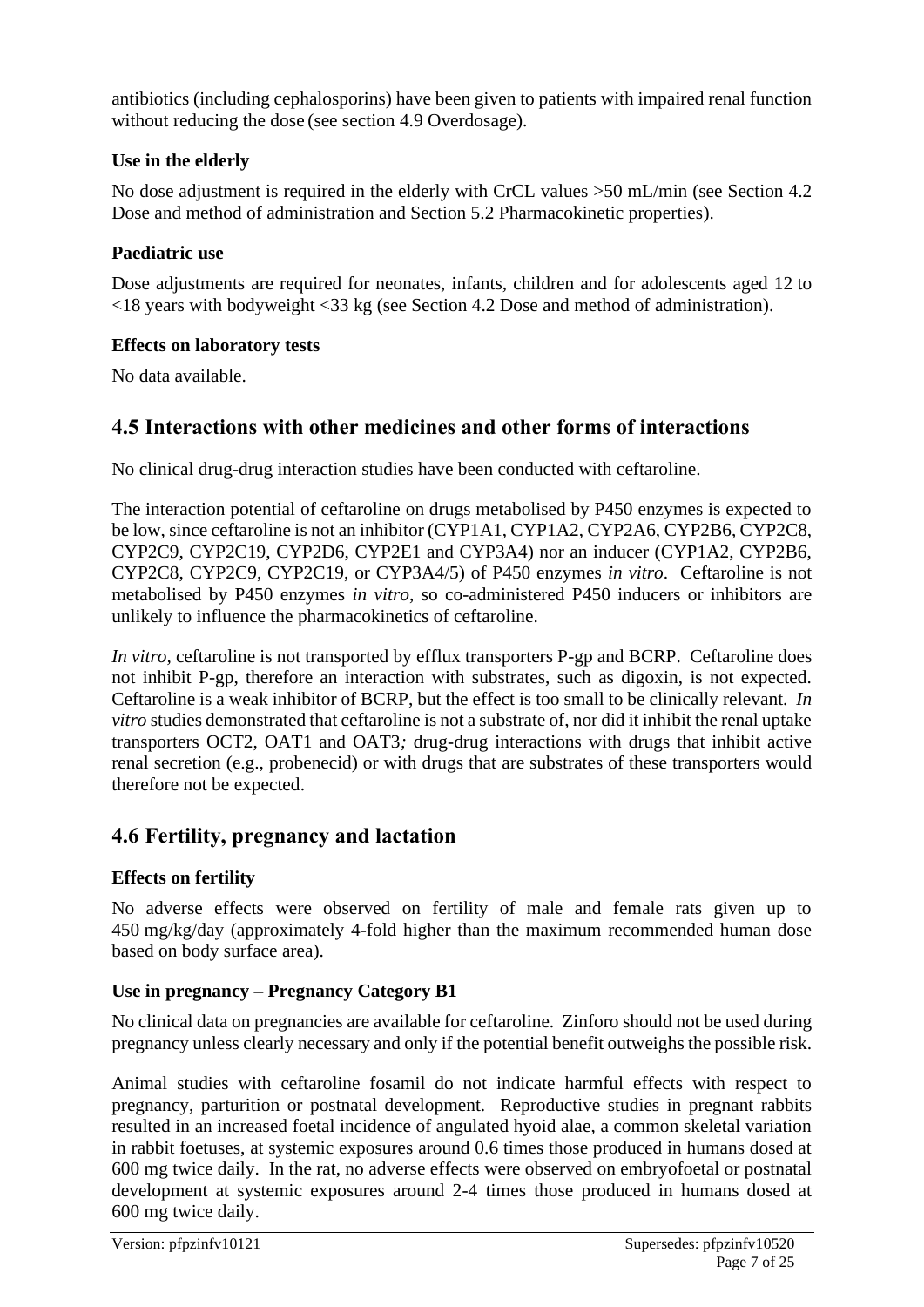antibiotics (including cephalosporins) have been given to patients with impaired renal function without reducing the dose (see section 4.9 Overdosage).

### Use in the elderly

No dose adjustment is required in the elderly with CrCL values >50 mL/min (see Section 4.2 Dose and method of administration and Section 5.2 Pharmacokinetic properties).

### Paediatric use

Dose adjustments are required for neonates, infants, children and for adolescents aged 12 to <18 years with bodyweight <33 kg (see Section 4.2 Dose and method of administration).

### Effects on laboratory tests

No data available.

## 4.5 Interactions with other medicines and other forms of interactions

No clinical drug-drug interaction studies have been conducted with ceftaroline.

The interaction potential of ceftaroline on drugs metabolised by P450 enzymes is expected to be low, since ceftaroline is not an inhibitor (CYP1A1, CYP1A2, CYP2A6, CYP2B6, CYP2C8, CYP2C9, CYP2C19, CYP2D6, CYP2E1 and CYP3A4) nor an inducer (CYP1A2, CYP2B6, CYP2C8, CYP2C9, CYP2C19, or CYP3A4/5) of P450 enzymes *in vitro*. Ceftaroline is not metabolised by P450 enzymes *in vitro*, so co-administered P450 inducers or inhibitors are unlikely to influence the pharmacokinetics of ceftaroline.

*In vitro*, ceftaroline is not transported by efflux transporters P-gp and BCRP. Ceftaroline does not inhibit P-gp, therefore an interaction with substrates, such as digoxin, is not expected. Ceftaroline is a weak inhibitor of BCRP, but the effect is too small to be clinically relevant. *In vitro* studies demonstrated that ceftaroline is not a substrate of, nor did it inhibit the renal uptake transporters OCT2, OAT1 and OAT3*;* drug-drug interactions with drugs that inhibit active renal secretion (e.g., probenecid) or with drugs that are substrates of these transporters would therefore not be expected.

## 4.6 Fertility, pregnancy and lactation

### Effects on fertility

No adverse effects were observed on fertility of male and female rats given up to 450 mg/kg/day (approximately 4-fold higher than the maximum recommended human dose based on body surface area).

### Use in pregnancy – Pregnancy Category B1

No clinical data on pregnancies are available for ceftaroline. Zinforo should not be used during pregnancy unless clearly necessary and only if the potential benefit outweighs the possible risk.

Animal studies with ceftaroline fosamil do not indicate harmful effects with respect to pregnancy, parturition or postnatal development. Reproductive studies in pregnant rabbits resulted in an increased foetal incidence of angulated hyoid alae, a common skeletal variation in rabbit foetuses, at systemic exposures around 0.6 times those produced in humans dosed at 600 mg twice daily. In the rat, no adverse effects were observed on embryofoetal or postnatal development at systemic exposures around 2-4 times those produced in humans dosed at 600 mg twice daily.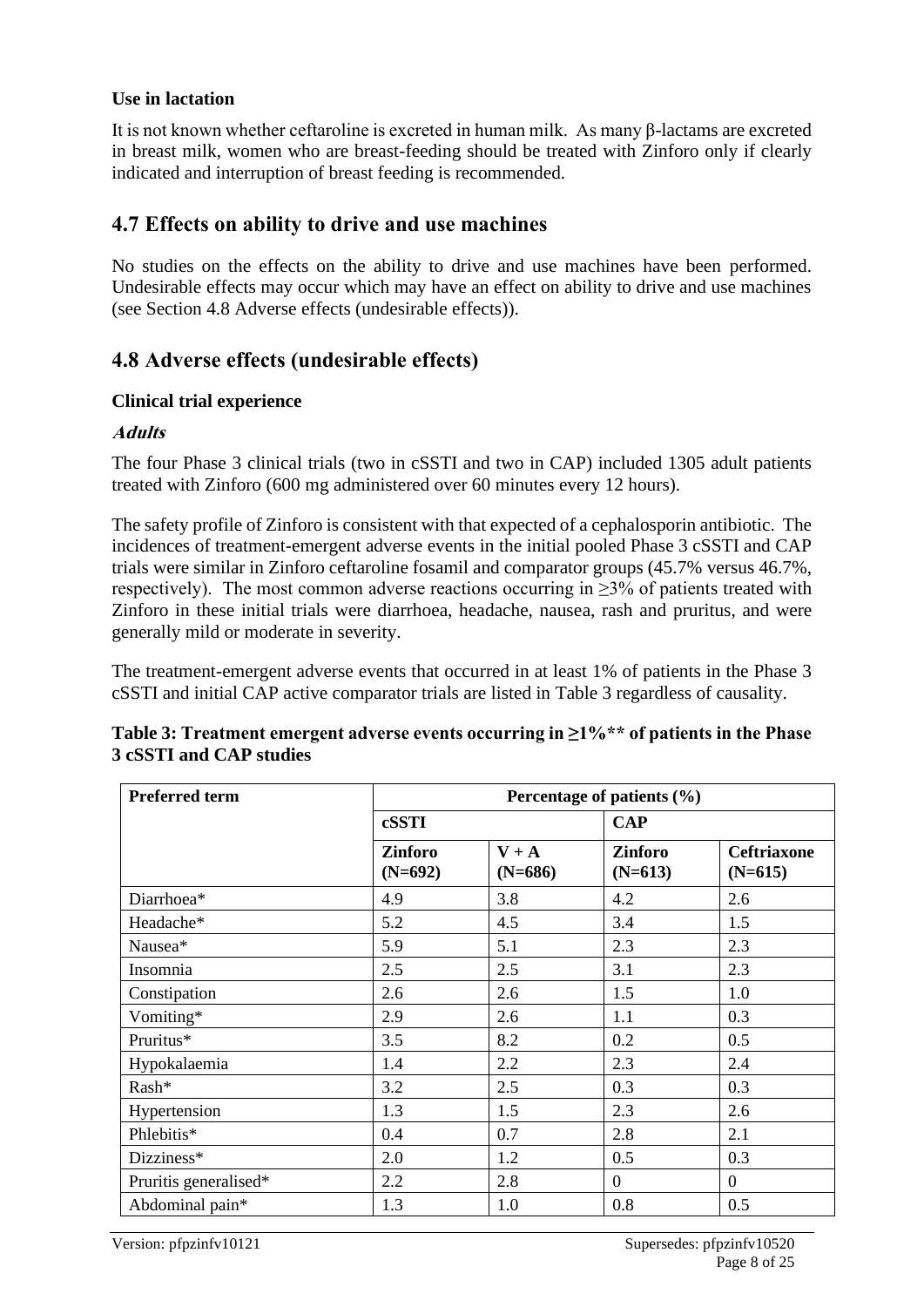### Use in lactation

It is not known whether ceftaroline is excreted in human milk. As many β-lactams are excreted in breast milk, women who are breast-feeding should be treated with Zinforo only if clearly indicated and interruption of breast feeding is recommended.

## 4.7 Effects on ability to drive and use machines

No studies on the effects on the ability to drive and use machines have been performed. Undesirable effects may occur which may have an effect on ability to drive and use machines (see Section 4.8 Adverse effects (undesirable effects)).

## 4.8 Adverse effects (undesirable effects)

### Clinical trial experience

***Adults***

The four Phase 3 clinical trials (two in cSSTI and two in CAP) included 1305 adult patients treated with Zinforo (600 mg administered over 60 minutes every 12 hours).

The safety profile of Zinforo is consistent with that expected of a cephalosporin antibiotic. The incidences of treatment-emergent adverse events in the initial pooled Phase 3 cSSTI and CAP trials were similar in Zinforo ceftaroline fosamil and comparator groups (45.7% versus 46.7%, respectively). The most common adverse reactions occurring in ≥3% of patients treated with Zinforo in these initial trials were diarrhoea, headache, nausea, rash and pruritus, and were generally mild or moderate in severity.

The treatment-emergent adverse events that occurred in at least 1% of patients in the Phase 3 cSSTI and initial CAP active comparator trials are listed in Table 3 regardless of causality.

**Table 3: Treatment emergent adverse events occurring in ≥1%** of patients in the Phase 3 cSSTI and CAP studies**

| Preferred term | Percentage of patients (%) | | | |
|---|---|---|---|---|
| | cSSTI | | CAP | |
| | Zinforo (N=692) | V + A (N=686) | Zinforo (N=613) | Ceftriaxone (N=615) |
| Diarrhoea* | 4.9 | 3.8 | 4.2 | 2.6 |
| Headache* | 5.2 | 4.5 | 3.4 | 1.5 |
| Nausea* | 5.9 | 5.1 | 2.3 | 2.3 |
| Insomnia | 2.5 | 2.5 | 3.1 | 2.3 |
| Constipation | 2.6 | 2.6 | 1.5 | 1.0 |
| Vomiting* | 2.9 | 2.6 | 1.1 | 0.3 |
| Pruritus* | 3.5 | 8.2 | 0.2 | 0.5 |
| Hypokalaemia | 1.4 | 2.2 | 2.3 | 2.4 |
| Rash* | 3.2 | 2.5 | 0.3 | 0.3 |
| Hypertension | 1.3 | 1.5 | 2.3 | 2.6 |
| Phlebitis* | 0.4 | 0.7 | 2.8 | 2.1 |
| Dizziness* | 2.0 | 1.2 | 0.5 | 0.3 |
| Pruritis generalised* | 2.2 | 2.8 | 0 | 0 |
| Abdominal pain* | 1.3 | 1.0 | 0.8 | 0.5 |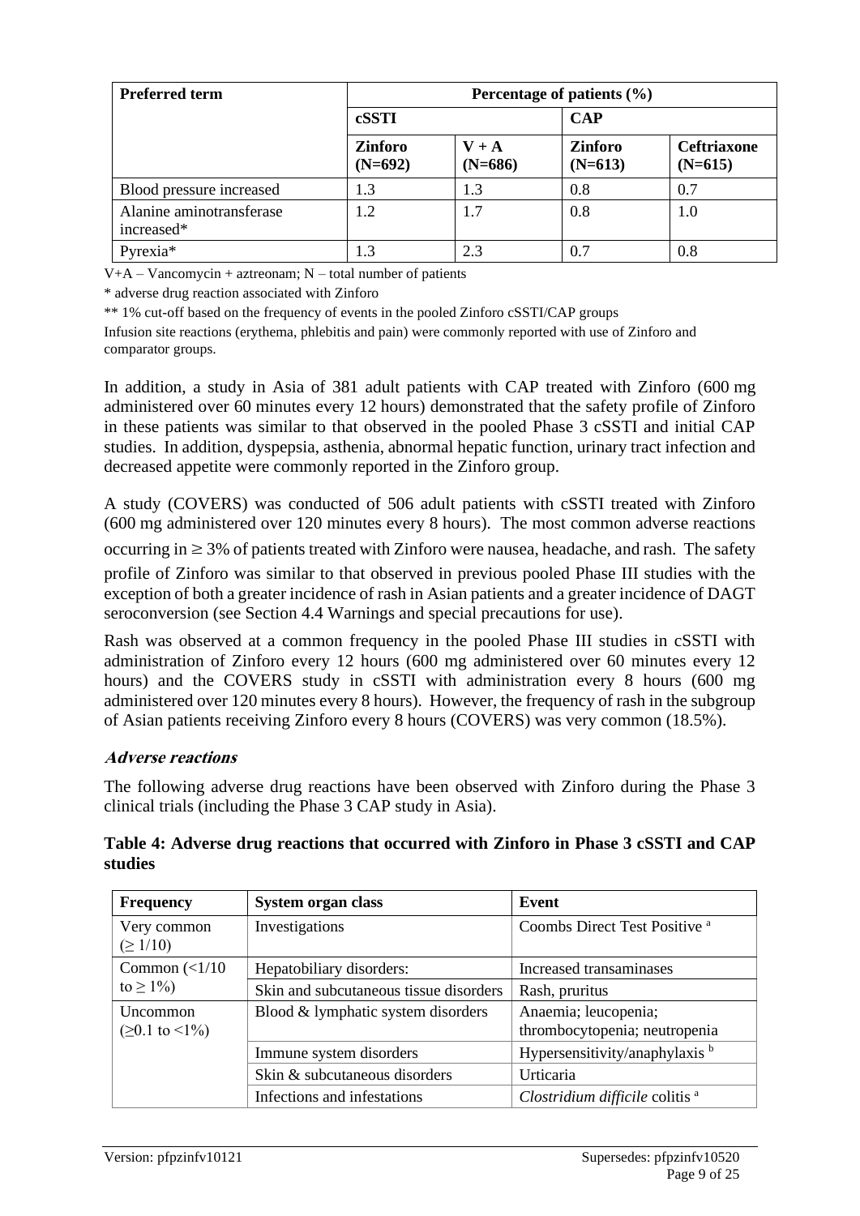| Preferred term | Percentage of patients (%) | | | |
|---|---|---|---|---|
| | cSSTI | | CAP | |
| | Zinforo (N=692) | V + A (N=686) | Zinforo (N=613) | Ceftriaxone (N=615) |
| Blood pressure increased | 1.3 | 1.3 | 0.8 | 0.7 |
| Alanine aminotransferase increased* | 1.2 | 1.7 | 0.8 | 1.0 |
| Pyrexia* | 1.3 | 2.3 | 0.7 | 0.8 |

V+A – Vancomycin + aztreonam; N – total number of patients

* adverse drug reaction associated with Zinforo

** 1% cut-off based on the frequency of events in the pooled Zinforo cSSTI/CAP groups

Infusion site reactions (erythema, phlebitis and pain) were commonly reported with use of Zinforo and comparator groups.

In addition, a study in Asia of 381 adult patients with CAP treated with Zinforo (600 mg administered over 60 minutes every 12 hours) demonstrated that the safety profile of Zinforo in these patients was similar to that observed in the pooled Phase 3 cSSTI and initial CAP studies. In addition, dyspepsia, asthenia, abnormal hepatic function, urinary tract infection and decreased appetite were commonly reported in the Zinforo group.

A study (COVERS) was conducted of 506 adult patients with cSSTI treated with Zinforo (600 mg administered over 120 minutes every 8 hours). The most common adverse reactions occurring in ≥ 3% of patients treated with Zinforo were nausea, headache, and rash. The safety profile of Zinforo was similar to that observed in previous pooled Phase III studies with the exception of both a greater incidence of rash in Asian patients and a greater incidence of DAGT seroconversion (see Section 4.4 Warnings and special precautions for use).

Rash was observed at a common frequency in the pooled Phase III studies in cSSTI with administration of Zinforo every 12 hours (600 mg administered over 60 minutes every 12 hours) and the COVERS study in cSSTI with administration every 8 hours (600 mg administered over 120 minutes every 8 hours). However, the frequency of rash in the subgroup of Asian patients receiving Zinforo every 8 hours (COVERS) was very common (18.5%).

### *Adverse reactions*

The following adverse drug reactions have been observed with Zinforo during the Phase 3 clinical trials (including the Phase 3 CAP study in Asia).

**Table 4: Adverse drug reactions that occurred with Zinforo in Phase 3 cSSTI and CAP studies**

| Frequency | System organ class | Event |
|---|---|---|
| Very common (≥ 1/10) | Investigations | Coombs Direct Test Positive [a] |
| Common (<1/10 to ≥ 1%) | Hepatobiliary disorders: | Increased transaminases |
| | Skin and subcutaneous tissue disorders | Rash, pruritus |
| Uncommon (≥0.1 to <1%) | Blood & lymphatic system disorders | Anaemia; leucopenia; thrombocytopenia; neutropenia |
| | Immune system disorders | Hypersensitivity/anaphylaxis [b] |
| | Skin & subcutaneous disorders | Urticaria |
| | Infections and infestations | *Clostridium difficile* colitis [a] |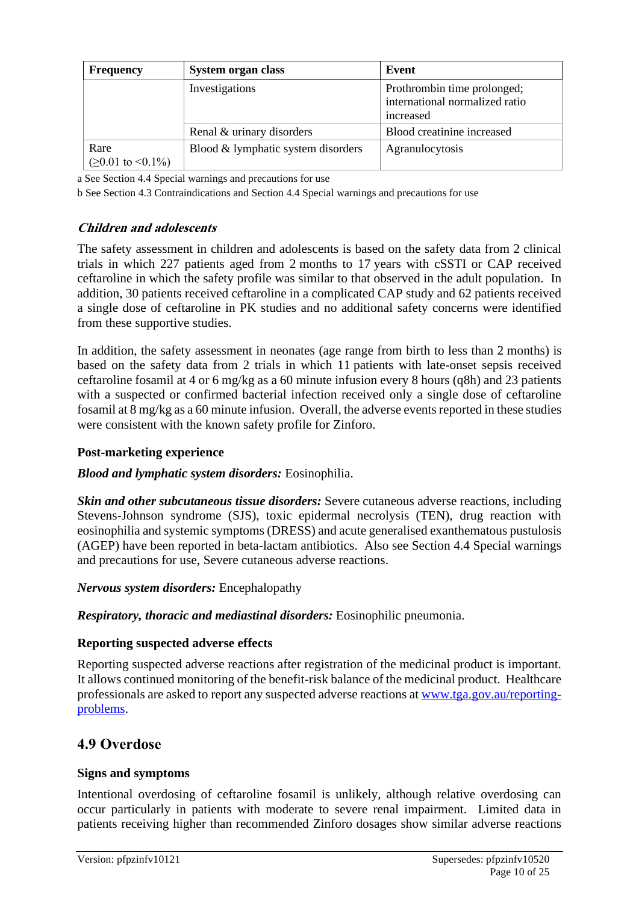| Frequency | System organ class | Event |
|---|---|---|
| | Investigations | Prothrombin time prolonged; international normalized ratio increased |
| | Renal & urinary disorders | Blood creatinine increased |
| Rare (≥0.01 to <0.1%) | Blood & lymphatic system disorders | Agranulocytosis |

a See Section 4.4 Special warnings and precautions for use

b See Section 4.3 Contraindications and Section 4.4 Special warnings and precautions for use

### *Children and adolescents*

The safety assessment in children and adolescents is based on the safety data from 2 clinical trials in which 227 patients aged from 2 months to 17 years with cSSTI or CAP received ceftaroline in which the safety profile was similar to that observed in the adult population. In addition, 30 patients received ceftaroline in a complicated CAP study and 62 patients received a single dose of ceftaroline in PK studies and no additional safety concerns were identified from these supportive studies.

In addition, the safety assessment in neonates (age range from birth to less than 2 months) is based on the safety data from 2 trials in which 11 patients with late-onset sepsis received ceftaroline fosamil at 4 or 6 mg/kg as a 60 minute infusion every 8 hours (q8h) and 23 patients with a suspected or confirmed bacterial infection received only a single dose of ceftaroline fosamil at 8 mg/kg as a 60 minute infusion. Overall, the adverse events reported in these studies were consistent with the known safety profile for Zinforo.

**Post-marketing experience**

***Blood and lymphatic system disorders:*** Eosinophilia.

***Skin and other subcutaneous tissue disorders:*** Severe cutaneous adverse reactions, including Stevens-Johnson syndrome (SJS), toxic epidermal necrolysis (TEN), drug reaction with eosinophilia and systemic symptoms (DRESS) and acute generalised exanthematous pustulosis (AGEP) have been reported in beta-lactam antibiotics. Also see Section 4.4 Special warnings and precautions for use, Severe cutaneous adverse reactions.

***Nervous system disorders:*** Encephalopathy

***Respiratory, thoracic and mediastinal disorders:*** Eosinophilic pneumonia.

**Reporting suspected adverse effects**

Reporting suspected adverse reactions after registration of the medicinal product is important. It allows continued monitoring of the benefit-risk balance of the medicinal product. Healthcare professionals are asked to report any suspected adverse reactions at [www.tga.gov.au/reporting-problems](www.tga.gov.au/reporting-problems).

## 4.9 Overdose

**Signs and symptoms**

Intentional overdosing of ceftaroline fosamil is unlikely, although relative overdosing can occur particularly in patients with moderate to severe renal impairment. Limited data in patients receiving higher than recommended Zinforo dosages show similar adverse reactions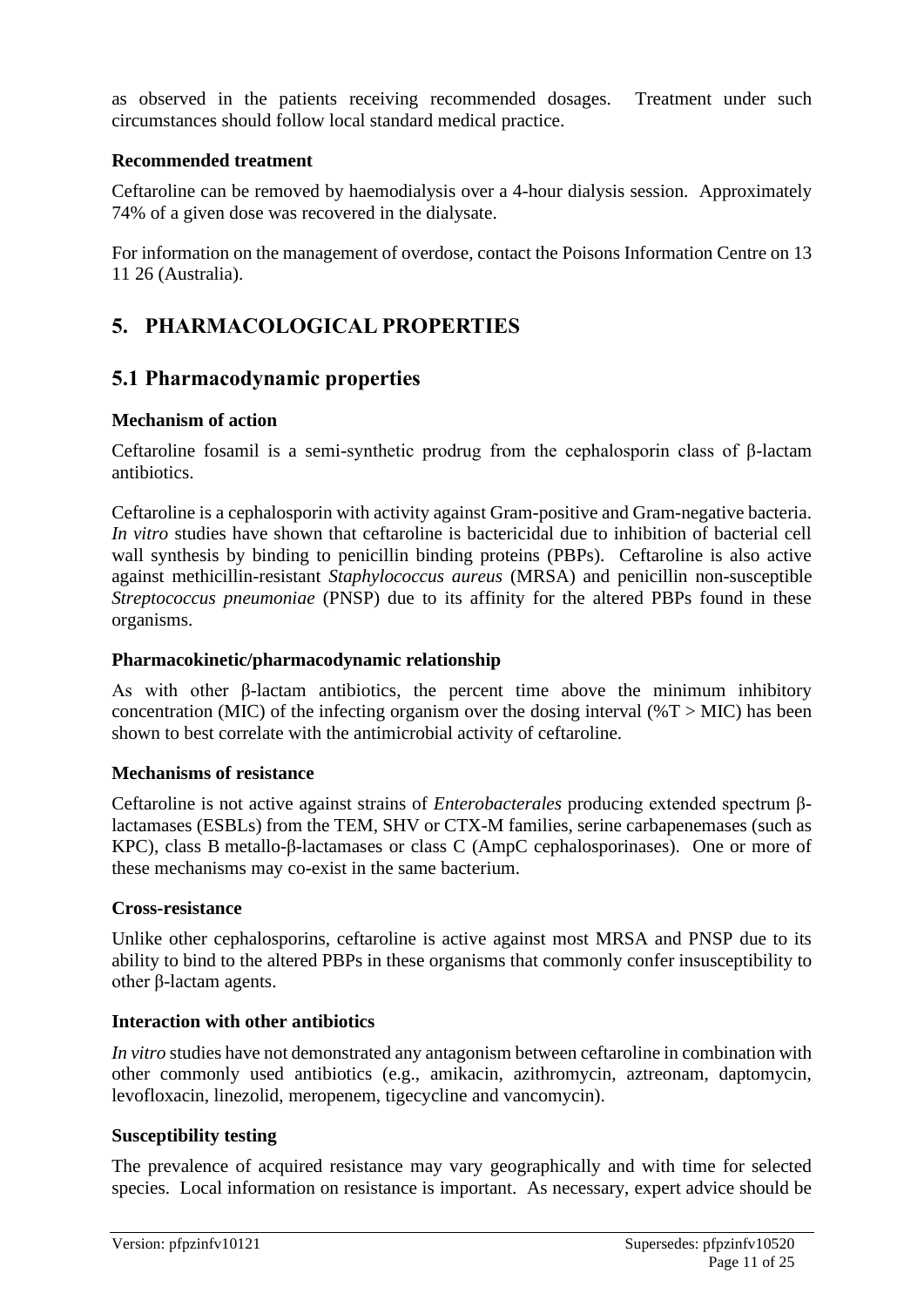as observed in the patients receiving recommended dosages. Treatment under such circumstances should follow local standard medical practice.

**Recommended treatment**

Ceftaroline can be removed by haemodialysis over a 4-hour dialysis session. Approximately 74% of a given dose was recovered in the dialysate.

For information on the management of overdose, contact the Poisons Information Centre on 13 11 26 (Australia).

# 5. PHARMACOLOGICAL PROPERTIES

## 5.1 Pharmacodynamic properties

**Mechanism of action**

Ceftaroline fosamil is a semi-synthetic prodrug from the cephalosporin class of β-lactam antibiotics.

Ceftaroline is a cephalosporin with activity against Gram-positive and Gram-negative bacteria. *In vitro* studies have shown that ceftaroline is bactericidal due to inhibition of bacterial cell wall synthesis by binding to penicillin binding proteins (PBPs). Ceftaroline is also active against methicillin-resistant *Staphylococcus aureus* (MRSA) and penicillin non-susceptible *Streptococcus pneumoniae* (PNSP) due to its affinity for the altered PBPs found in these organisms.

**Pharmacokinetic/pharmacodynamic relationship**

As with other β-lactam antibiotics, the percent time above the minimum inhibitory concentration (MIC) of the infecting organism over the dosing interval (%T > MIC) has been shown to best correlate with the antimicrobial activity of ceftaroline.

**Mechanisms of resistance**

Ceftaroline is not active against strains of *Enterobacterales* producing extended spectrum β-lactamases (ESBLs) from the TEM, SHV or CTX-M families, serine carbapenemases (such as KPC), class B metallo-β-lactamases or class C (AmpC cephalosporinases). One or more of these mechanisms may co-exist in the same bacterium.

**Cross-resistance**

Unlike other cephalosporins, ceftaroline is active against most MRSA and PNSP due to its ability to bind to the altered PBPs in these organisms that commonly confer insusceptibility to other β-lactam agents.

**Interaction with other antibiotics**

*In vitro* studies have not demonstrated any antagonism between ceftaroline in combination with other commonly used antibiotics (e.g., amikacin, azithromycin, aztreonam, daptomycin, levofloxacin, linezolid, meropenem, tigecycline and vancomycin).

**Susceptibility testing**

The prevalence of acquired resistance may vary geographically and with time for selected species. Local information on resistance is important. As necessary, expert advice should be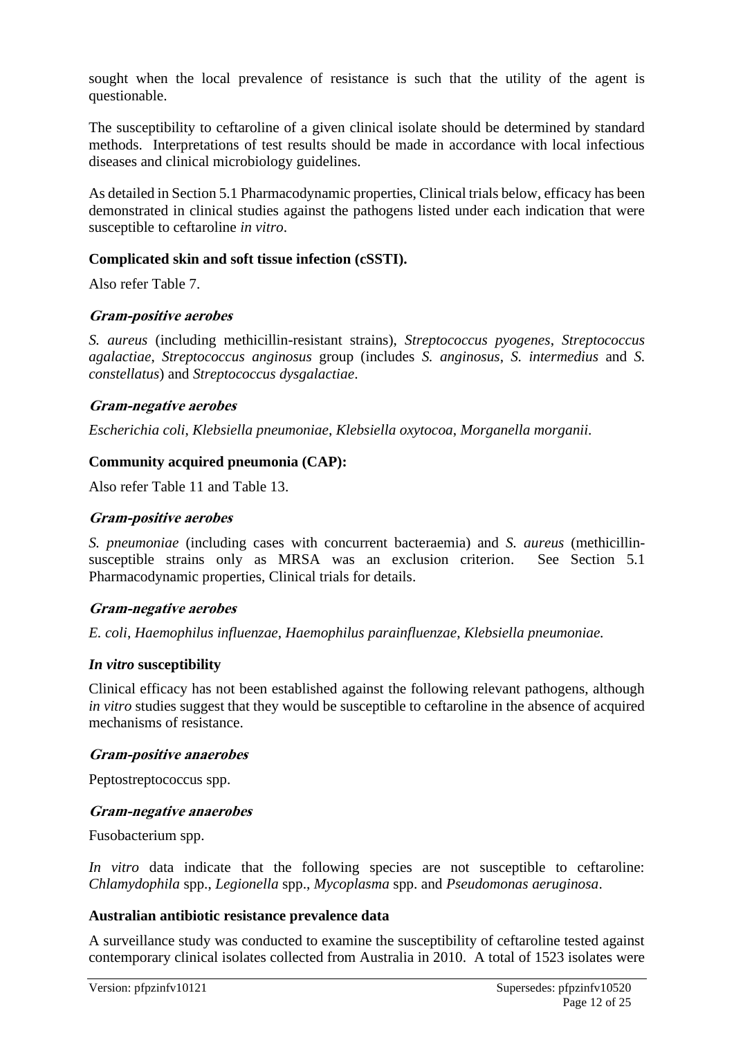sought when the local prevalence of resistance is such that the utility of the agent is questionable.

The susceptibility to ceftaroline of a given clinical isolate should be determined by standard methods. Interpretations of test results should be made in accordance with local infectious diseases and clinical microbiology guidelines.

As detailed in Section 5.1 Pharmacodynamic properties, Clinical trials below, efficacy has been demonstrated in clinical studies against the pathogens listed under each indication that were susceptible to ceftaroline *in vitro*.

**Complicated skin and soft tissue infection (cSSTI).**

Also refer Table 7.

***Gram-positive aerobes***

*S. aureus* (including methicillin-resistant strains), *Streptococcus pyogenes*, *Streptococcus agalactiae*, *Streptococcus anginosus* group (includes *S. anginosus*, *S. intermedius* and *S. constellatus*) and *Streptococcus dysgalactiae*.

***Gram-negative aerobes***

*Escherichia coli*, *Klebsiella pneumoniae*, *Klebsiella oxytocoa*, *Morganella morganii*.

**Community acquired pneumonia (CAP):**

Also refer Table 11 and Table 13.

***Gram-positive aerobes***

*S. pneumoniae* (including cases with concurrent bacteraemia) and *S. aureus* (methicillin-susceptible strains only as MRSA was an exclusion criterion. See Section 5.1 Pharmacodynamic properties, Clinical trials for details.

***Gram-negative aerobes***

*E. coli*, *Haemophilus influenzae*, *Haemophilus parainfluenzae*, *Klebsiella pneumoniae.*

***In vitro* susceptibility**

Clinical efficacy has not been established against the following relevant pathogens, although *in vitro* studies suggest that they would be susceptible to ceftaroline in the absence of acquired mechanisms of resistance.

***Gram-positive anaerobes***

Peptostreptococcus spp.

***Gram-negative anaerobes***

Fusobacterium spp.

*In vitro* data indicate that the following species are not susceptible to ceftaroline: *Chlamydophila* spp., *Legionella* spp., *Mycoplasma* spp. and *Pseudomonas aeruginosa*.

**Australian antibiotic resistance prevalence data**

A surveillance study was conducted to examine the susceptibility of ceftaroline tested against contemporary clinical isolates collected from Australia in 2010. A total of 1523 isolates were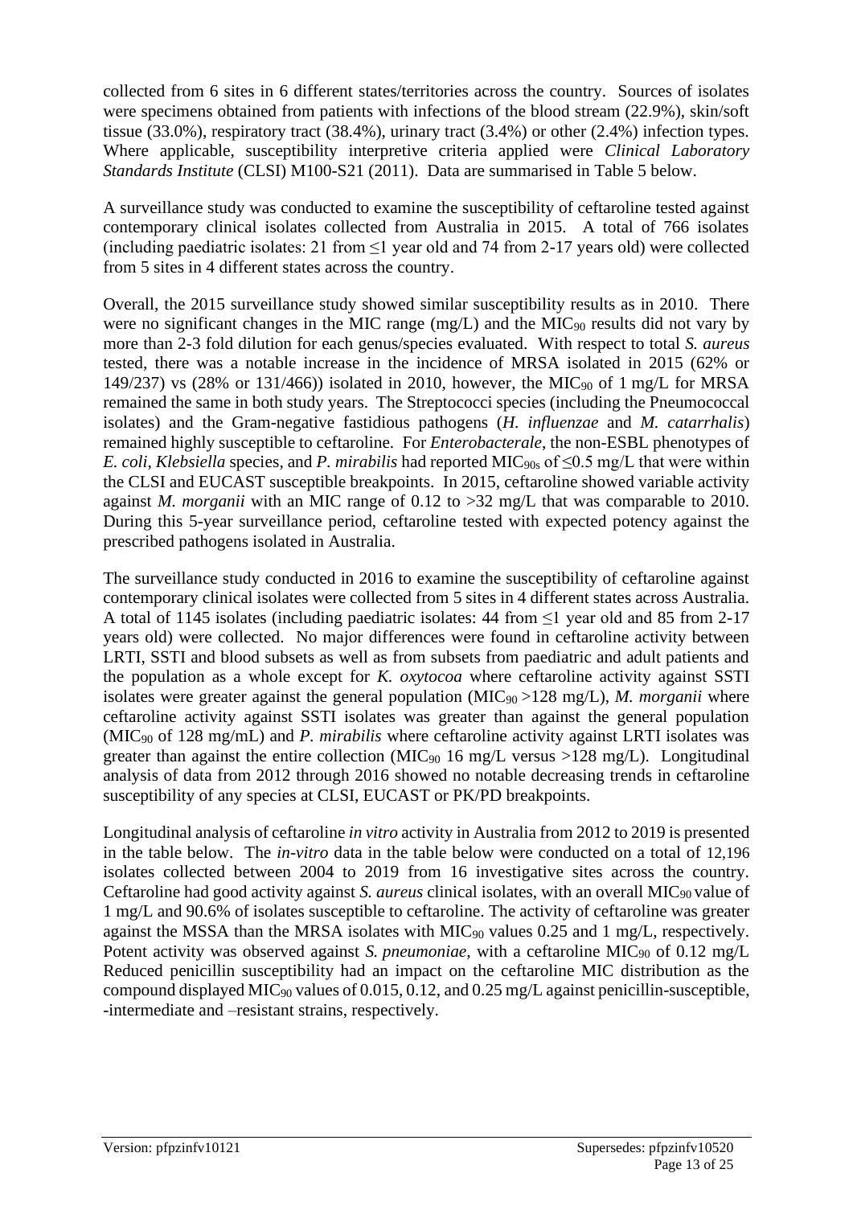collected from 6 sites in 6 different states/territories across the country. Sources of isolates were specimens obtained from patients with infections of the blood stream (22.9%), skin/soft tissue (33.0%), respiratory tract (38.4%), urinary tract (3.4%) or other (2.4%) infection types. Where applicable, susceptibility interpretive criteria applied were *Clinical Laboratory Standards Institute* (CLSI) M100-S21 (2011). Data are summarised in Table 5 below.

A surveillance study was conducted to examine the susceptibility of ceftaroline tested against contemporary clinical isolates collected from Australia in 2015. A total of 766 isolates (including paediatric isolates: 21 from ≤1 year old and 74 from 2-17 years old) were collected from 5 sites in 4 different states across the country.

Overall, the 2015 surveillance study showed similar susceptibility results as in 2010. There were no significant changes in the MIC range (mg/L) and the $MIC_{90}$ results did not vary by more than 2-3 fold dilution for each genus/species evaluated. With respect to total *S. aureus* tested, there was a notable increase in the incidence of MRSA isolated in 2015 (62% or 149/237) vs (28% or 131/466)) isolated in 2010, however, the $MIC_{90}$ of 1 mg/L for MRSA remained the same in both study years. The Streptococci species (including the Pneumococcal isolates) and the Gram-negative fastidious pathogens (*H. influenzae* and *M. catarrhalis*) remained highly susceptible to ceftaroline. For *Enterobacterale*, the non-ESBL phenotypes of *E. coli*, *Klebsiella* species, and *P. mirabilis* had reported $MIC_{90s}$ of ≤0.5 mg/L that were within the CLSI and EUCAST susceptible breakpoints. In 2015, ceftaroline showed variable activity against *M. morganii* with an MIC range of 0.12 to >32 mg/L that was comparable to 2010. During this 5-year surveillance period, ceftaroline tested with expected potency against the prescribed pathogens isolated in Australia.

The surveillance study conducted in 2016 to examine the susceptibility of ceftaroline against contemporary clinical isolates were collected from 5 sites in 4 different states across Australia. A total of 1145 isolates (including paediatric isolates: 44 from ≤1 year old and 85 from 2-17 years old) were collected. No major differences were found in ceftaroline activity between LRTI, SSTI and blood subsets as well as from subsets from paediatric and adult patients and the population as a whole except for *K. oxytocoa* where ceftaroline activity against SSTI isolates were greater against the general population ($MIC_{90}$ >128 mg/L), *M. morganii* where ceftaroline activity against SSTI isolates was greater than against the general population ($MIC_{90}$ of 128 mg/mL) and *P. mirabilis* where ceftaroline activity against LRTI isolates was greater than against the entire collection ($MIC_{90}$ 16 mg/L versus >128 mg/L). Longitudinal analysis of data from 2012 through 2016 showed no notable decreasing trends in ceftaroline susceptibility of any species at CLSI, EUCAST or PK/PD breakpoints.

Longitudinal analysis of ceftaroline *in vitro* activity in Australia from 2012 to 2019 is presented in the table below. The *in-vitro* data in the table below were conducted on a total of 12,196 isolates collected between 2004 to 2019 from 16 investigative sites across the country. Ceftaroline had good activity against *S. aureus* clinical isolates, with an overall $MIC_{90}$ value of 1 mg/L and 90.6% of isolates susceptible to ceftaroline. The activity of ceftaroline was greater against the MSSA than the MRSA isolates with $MIC_{90}$ values 0.25 and 1 mg/L, respectively. Potent activity was observed against *S. pneumoniae*, with a ceftaroline $MIC_{90}$ of 0.12 mg/L Reduced penicillin susceptibility had an impact on the ceftaroline MIC distribution as the compound displayed $MIC_{90}$ values of 0.015, 0.12, and 0.25 mg/L against penicillin-susceptible, -intermediate and –resistant strains, respectively.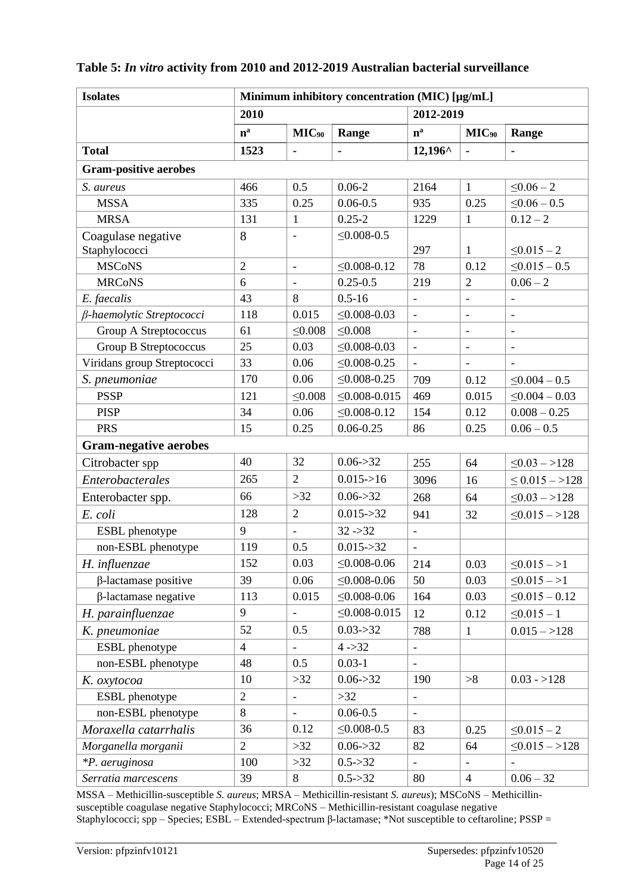**Table 5: *In vitro* activity from 2010 and 2012-2019 Australian bacterial surveillance**

| Isolates | Minimum inhibitory concentration (MIC) [µg/mL] | | | | | |
|---|---|---|---|---|---|---|
| | 2010 | | | 2012-2019 | | |
| | n[a] | $MIC_{90}$ | Range | n[a] | $MIC_{90}$ | Range |
| **Total** | **1523** | **-** | **-** | **12,196^** | **-** | **-** |
| **Gram-positive aerobes** | | | | | | |
| *S. aureus* | 466 | 0.5 | 0.06-2 | 2164 | 1 | ≤0.06 – 2 |
| MSSA | 335 | 0.25 | 0.06-0.5 | 935 | 0.25 | ≤0.06 – 0.5 |
| MRSA | 131 | 1 | 0.25-2 | 1229 | 1 | 0.12 – 2 |
| Coagulase negative Staphylococci | 8 | - | ≤0.008-0.5 | 297 | 1 | ≤0.015 – 2 |
| MSCoNS | 2 | - | ≤0.008-0.12 | 78 | 0.12 | ≤0.015 – 0.5 |
| MRCoNS | 6 | - | 0.25-0.5 | 219 | 2 | 0.06 – 2 |
| *E. faecalis* | 43 | 8 | 0.5-16 | - | - | - |
| *β-haemolytic Streptococci* | 118 | 0.015 | ≤0.008-0.03 | - | - | - |
| Group A Streptococcus | 61 | ≤0.008 | ≤0.008 | - | - | - |
| Group B Streptococcus | 25 | 0.03 | ≤0.008-0.03 | - | - | - |
| Viridans group Streptococci | 33 | 0.06 | ≤0.008-0.25 | - | - | - |
| *S. pneumoniae* | 170 | 0.06 | ≤0.008-0.25 | 709 | 0.12 | ≤0.004 – 0.5 |
| PSSP | 121 | ≤0.008 | ≤0.008-0.015 | 469 | 0.015 | ≤0.004 – 0.03 |
| PISP | 34 | 0.06 | ≤0.008-0.12 | 154 | 0.12 | 0.008 – 0.25 |
| PRS | 15 | 0.25 | 0.06-0.25 | 86 | 0.25 | 0.06 – 0.5 |
| **Gram-negative aerobes** | | | | | | |
| Citrobacter spp | 40 | 32 | 0.06->32 | 255 | 64 | ≤0.03 – >128 |
| *Enterobacterales* | 265 | 2 | 0.015->16 | 3096 | 16 | ≤ 0.015 – >128 |
| Enterobacter spp. | 66 | >32 | 0.06->32 | 268 | 64 | ≤0.03 – >128 |
| *E. coli* | 128 | 2 | 0.015->32 | 941 | 32 | ≤0.015 – >128 |
| ESBL phenotype | 9 | - | 32 ->32 | - | | |
| non-ESBL phenotype | 119 | 0.5 | 0.015->32 | - | | |
| *H. influenzae* | 152 | 0.03 | ≤0.008-0.06 | 214 | 0.03 | ≤0.015 – >1 |
| β-lactamase positive | 39 | 0.06 | ≤0.008-0.06 | 50 | 0.03 | ≤0.015 – >1 |
| β-lactamase negative | 113 | 0.015 | ≤0.008-0.06 | 164 | 0.03 | ≤0.015 – 0.12 |
| *H. parainfluenzae* | 9 | - | ≤0.008-0.015 | 12 | 0.12 | ≤0.015 – 1 |
| *K. pneumoniae* | 52 | 0.5 | 0.03->32 | 788 | 1 | 0.015 – >128 |
| ESBL phenotype | 4 | - | 4 ->32 | - | | |
| non-ESBL phenotype | 48 | 0.5 | 0.03-1 | - | | |
| *K. oxytocoa* | 10 | >32 | 0.06->32 | 190 | >8 | 0.03 - >128 |
| ESBL phenotype | 2 | - | >32 | - | | |
| non-ESBL phenotype | 8 | - | 0.06-0.5 | - | | |
| *Moraxella catarrhalis* | 36 | 0.12 | ≤0.008-0.5 | 83 | 0.25 | ≤0.015 – 2 |
| *Morganella morganii* | 2 | >32 | 0.06->32 | 82 | 64 | ≤0.015 – >128 |
| **P. aeruginosa* | 100 | >32 | 0.5->32 | - | - | - |
| *Serratia marcescens* | 39 | 8 | 0.5->32 | 80 | 4 | 0.06 – 32 |

MSSA – Methicillin-susceptible *S. aureus*; MRSA – Methicillin-resistant *S. aureus*); MSCoNS – Methicillin-susceptible coagulase negative Staphylococci; MRCoNS – Methicillin-resistant coagulase negative Staphylococci; spp – Species; ESBL – Extended-spectrum β-lactamase; *Not susceptible to ceftaroline; PSSP =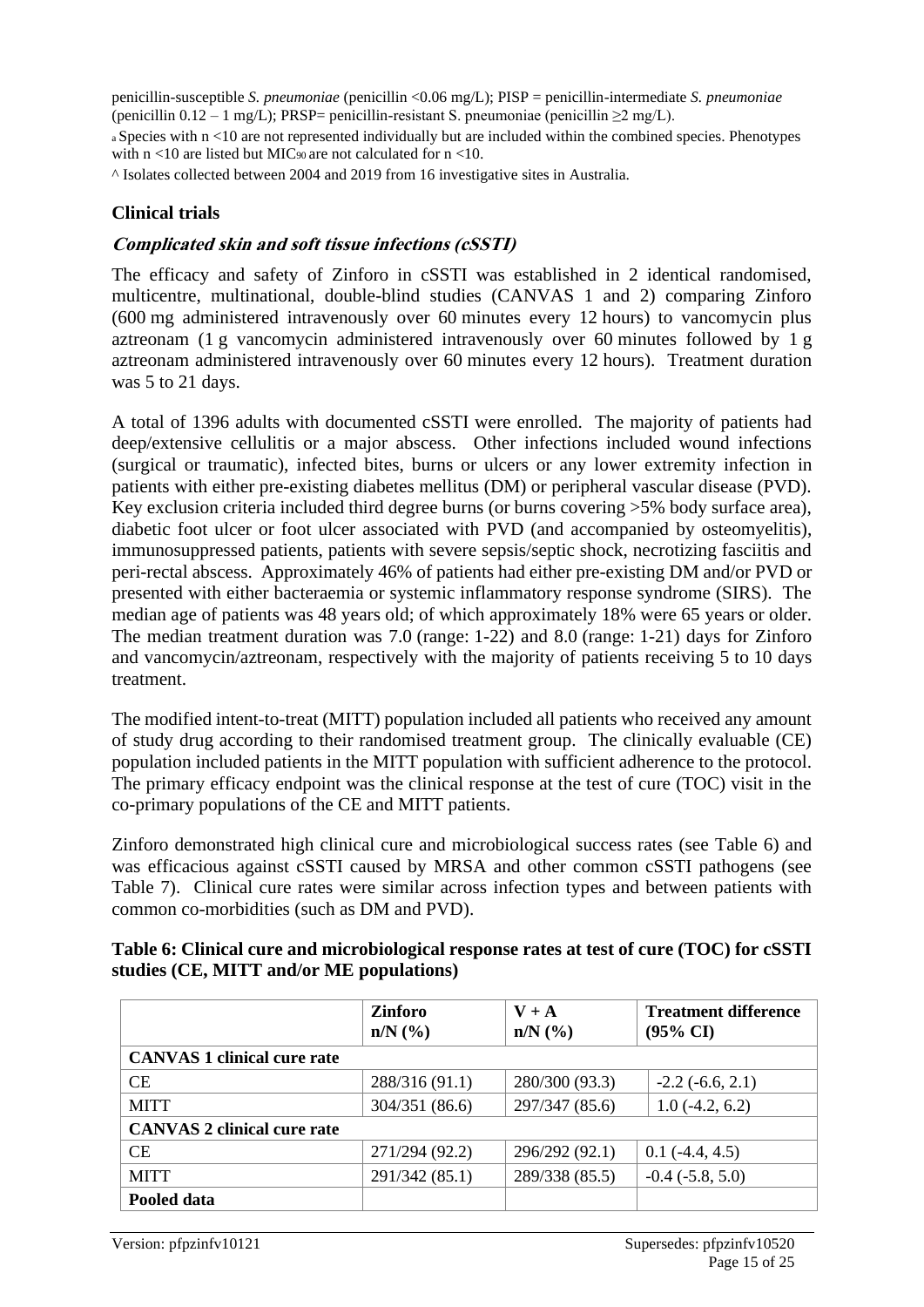penicillin-susceptible *S. pneumoniae* (penicillin <0.06 mg/L); PISP = penicillin-intermediate *S. pneumoniae* (penicillin 0.12 – 1 mg/L); PRSP= penicillin-resistant S. pneumoniae (penicillin ≥2 mg/L).

[a] Species with n <10 are not represented individually but are included within the combined species. Phenotypes with n <10 are listed but $MIC_{90}$ are not calculated for n <10.

^ Isolates collected between 2004 and 2019 from 16 investigative sites in Australia.

## Clinical trials

### *Complicated skin and soft tissue infections (cSSTI)*

The efficacy and safety of Zinforo in cSSTI was established in 2 identical randomised, multicentre, multinational, double-blind studies (CANVAS 1 and 2) comparing Zinforo (600 mg administered intravenously over 60 minutes every 12 hours) to vancomycin plus aztreonam (1 g vancomycin administered intravenously over 60 minutes followed by 1 g aztreonam administered intravenously over 60 minutes every 12 hours). Treatment duration was 5 to 21 days.

A total of 1396 adults with documented cSSTI were enrolled. The majority of patients had deep/extensive cellulitis or a major abscess. Other infections included wound infections (surgical or traumatic), infected bites, burns or ulcers or any lower extremity infection in patients with either pre-existing diabetes mellitus (DM) or peripheral vascular disease (PVD). Key exclusion criteria included third degree burns (or burns covering >5% body surface area), diabetic foot ulcer or foot ulcer associated with PVD (and accompanied by osteomyelitis), immunosuppressed patients, patients with severe sepsis/septic shock, necrotizing fasciitis and peri-rectal abscess. Approximately 46% of patients had either pre-existing DM and/or PVD or presented with either bacteraemia or systemic inflammatory response syndrome (SIRS). The median age of patients was 48 years old; of which approximately 18% were 65 years or older. The median treatment duration was 7.0 (range: 1-22) and 8.0 (range: 1-21) days for Zinforo and vancomycin/aztreonam, respectively with the majority of patients receiving 5 to 10 days treatment.

The modified intent-to-treat (MITT) population included all patients who received any amount of study drug according to their randomised treatment group. The clinically evaluable (CE) population included patients in the MITT population with sufficient adherence to the protocol. The primary efficacy endpoint was the clinical response at the test of cure (TOC) visit in the co-primary populations of the CE and MITT patients.

Zinforo demonstrated high clinical cure and microbiological success rates (see Table 6) and was efficacious against cSSTI caused by MRSA and other common cSSTI pathogens (see Table 7). Clinical cure rates were similar across infection types and between patients with common co-morbidities (such as DM and PVD).

**Table 6: Clinical cure and microbiological response rates at test of cure (TOC) for cSSTI studies (CE, MITT and/or ME populations)**

| | Zinforo n/N (%) | V + A n/N (%) | Treatment difference (95% CI) |
|---|---|---|---|
| **CANVAS 1 clinical cure rate** | | | |
| CE | 288/316 (91.1) | 280/300 (93.3) | -2.2 (-6.6, 2.1) |
| MITT | 304/351 (86.6) | 297/347 (85.6) | 1.0 (-4.2, 6.2) |
| **CANVAS 2 clinical cure rate** | | | |
| CE | 271/294 (92.2) | 296/292 (92.1) | 0.1 (-4.4, 4.5) |
| MITT | 291/342 (85.1) | 289/338 (85.5) | -0.4 (-5.8, 5.0) |
| **Pooled data** | | | |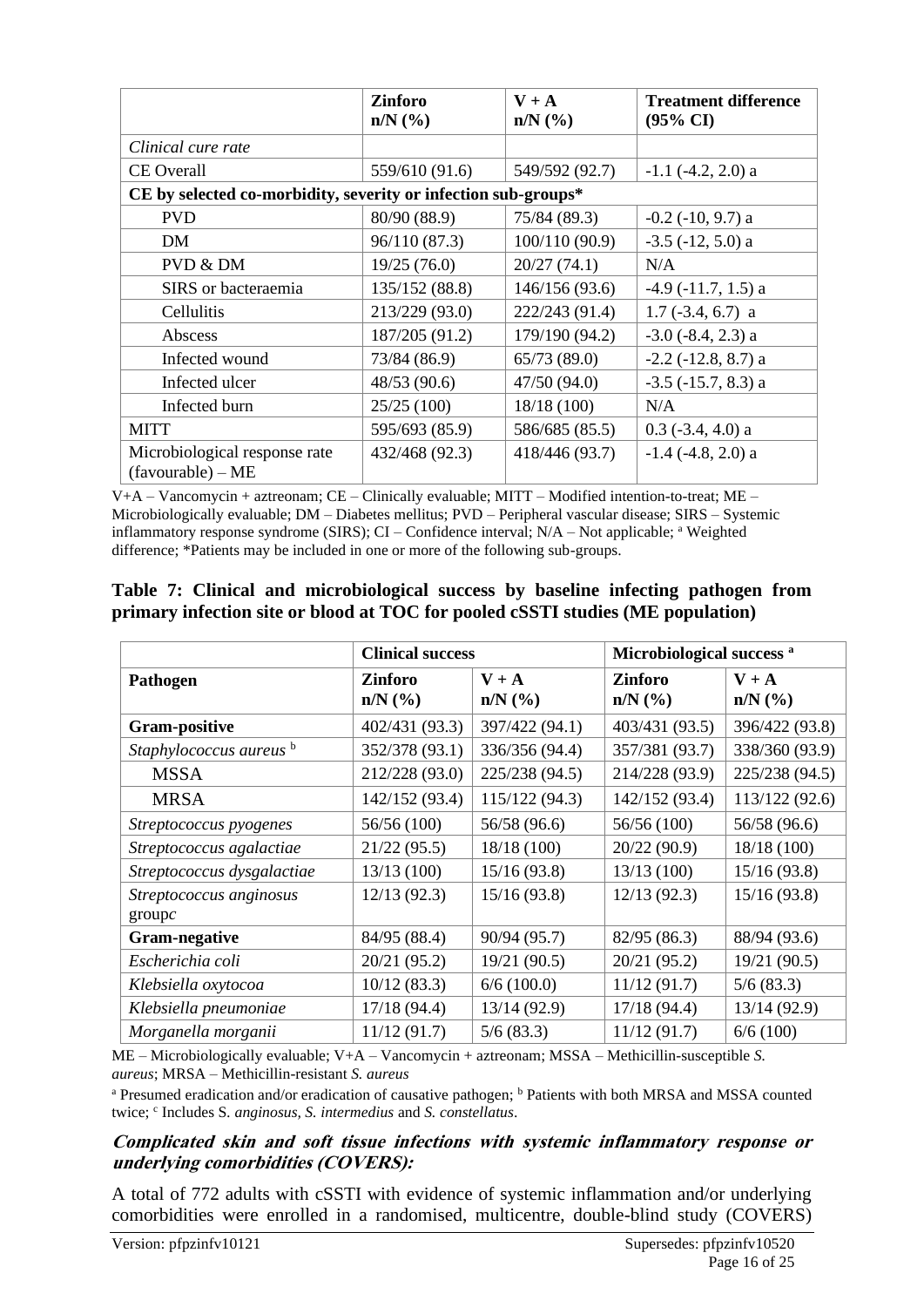| | Zinforo n/N (%) | V + A n/N (%) | Treatment difference (95% CI) |
|---|---|---|---|
| *Clinical cure rate* | | | |
| CE Overall | 559/610 (91.6) | 549/592 (92.7) | -1.1 (-4.2, 2.0) a |
| **CE by selected co-morbidity, severity or infection sub-groups*** | | | |
| PVD | 80/90 (88.9) | 75/84 (89.3) | -0.2 (-10, 9.7) a |
| DM | 96/110 (87.3) | 100/110 (90.9) | -3.5 (-12, 5.0) a |
| PVD & DM | 19/25 (76.0) | 20/27 (74.1) | N/A |
| SIRS or bacteraemia | 135/152 (88.8) | 146/156 (93.6) | -4.9 (-11.7, 1.5) a |
| Cellulitis | 213/229 (93.0) | 222/243 (91.4) | 1.7 (-3.4, 6.7) a |
| Abscess | 187/205 (91.2) | 179/190 (94.2) | -3.0 (-8.4, 2.3) a |
| Infected wound | 73/84 (86.9) | 65/73 (89.0) | -2.2 (-12.8, 8.7) a |
| Infected ulcer | 48/53 (90.6) | 47/50 (94.0) | -3.5 (-15.7, 8.3) a |
| Infected burn | 25/25 (100) | 18/18 (100) | N/A |
| MITT | 595/693 (85.9) | 586/685 (85.5) | 0.3 (-3.4, 4.0) a |
| Microbiological response rate (favourable) – ME | 432/468 (92.3) | 418/446 (93.7) | -1.4 (-4.8, 2.0) a |

V+A – Vancomycin + aztreonam; CE – Clinically evaluable; MITT – Modified intention-to-treat; ME – Microbiologically evaluable; DM – Diabetes mellitus; PVD – Peripheral vascular disease; SIRS – Systemic inflammatory response syndrome (SIRS); CI – Confidence interval; N/A – Not applicable; [a] Weighted difference; *Patients may be included in one or more of the following sub-groups.

**Table 7: Clinical and microbiological success by baseline infecting pathogen from primary infection site or blood at TOC for pooled cSSTI studies (ME population)**

| | Clinical success | | Microbiological success [a] | |
|---|---|---|---|---|
| **Pathogen** | **Zinforo n/N (%)** | **V + A n/N (%)** | **Zinforo n/N (%)** | **V + A n/N (%)** |
| **Gram-positive** | 402/431 (93.3) | 397/422 (94.1) | 403/431 (93.5) | 396/422 (93.8) |
| *Staphylococcus aureus* [b] | 352/378 (93.1) | 336/356 (94.4) | 357/381 (93.7) | 338/360 (93.9) |
| MSSA | 212/228 (93.0) | 225/238 (94.5) | 214/228 (93.9) | 225/238 (94.5) |
| MRSA | 142/152 (93.4) | 115/122 (94.3) | 142/152 (93.4) | 113/122 (92.6) |
| *Streptococcus pyogenes* | 56/56 (100) | 56/58 (96.6) | 56/56 (100) | 56/58 (96.6) |
| *Streptococcus agalactiae* | 21/22 (95.5) | 18/18 (100) | 20/22 (90.9) | 18/18 (100) |
| *Streptococcus dysgalactiae* | 13/13 (100) | 15/16 (93.8) | 13/13 (100) | 15/16 (93.8) |
| *Streptococcus anginosus* group*c* | 12/13 (92.3) | 15/16 (93.8) | 12/13 (92.3) | 15/16 (93.8) |
| **Gram-negative** | 84/95 (88.4) | 90/94 (95.7) | 82/95 (86.3) | 88/94 (93.6) |
| *Escherichia coli* | 20/21 (95.2) | 19/21 (90.5) | 20/21 (95.2) | 19/21 (90.5) |
| *Klebsiella oxytocoa* | 10/12 (83.3) | 6/6 (100.0) | 11/12 (91.7) | 5/6 (83.3) |
| *Klebsiella pneumoniae* | 17/18 (94.4) | 13/14 (92.9) | 17/18 (94.4) | 13/14 (92.9) |
| *Morganella morganii* | 11/12 (91.7) | 5/6 (83.3) | 11/12 (91.7) | 6/6 (100) |

ME – Microbiologically evaluable; V+A – Vancomycin + aztreonam; MSSA – Methicillin-susceptible *S. aureus*; MRSA – Methicillin-resistant *S. aureus*

[a] Presumed eradication and/or eradication of causative pathogen; [b] Patients with both MRSA and MSSA counted twice; [c] Includes S. *anginosus, S. intermedius* and *S. constellatus*.

***Complicated skin and soft tissue infections with systemic inflammatory response or underlying comorbidities (COVERS):***

A total of 772 adults with cSSTI with evidence of systemic inflammation and/or underlying comorbidities were enrolled in a randomised, multicentre, double-blind study (COVERS)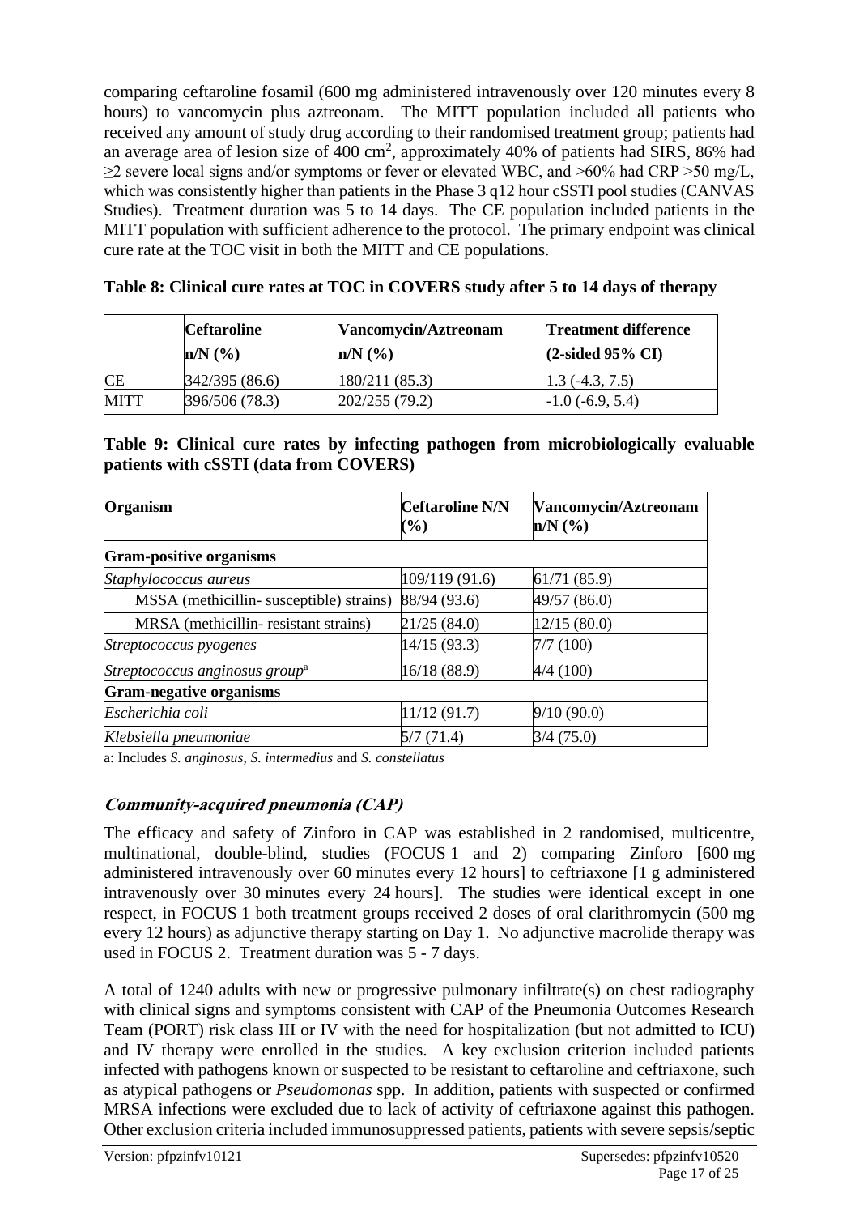comparing ceftaroline fosamil (600 mg administered intravenously over 120 minutes every 8 hours) to vancomycin plus aztreonam. The MITT population included all patients who received any amount of study drug according to their randomised treatment group; patients had an average area of lesion size of 400 $cm^2$, approximately 40% of patients had SIRS, 86% had ≥2 severe local signs and/or symptoms or fever or elevated WBC, and >60% had CRP >50 mg/L, which was consistently higher than patients in the Phase 3 q12 hour cSSTI pool studies (CANVAS Studies). Treatment duration was 5 to 14 days. The CE population included patients in the MITT population with sufficient adherence to the protocol. The primary endpoint was clinical cure rate at the TOC visit in both the MITT and CE populations.

**Table 8: Clinical cure rates at TOC in COVERS study after 5 to 14 days of therapy**

| | Ceftaroline n/N (%) | Vancomycin/Aztreonam n/N (%) | Treatment difference (2-sided 95% CI) |
|---|---|---|---|
| CE | 342/395 (86.6) | 180/211 (85.3) | 1.3 (-4.3, 7.5) |
| MITT | 396/506 (78.3) | 202/255 (79.2) | -1.0 (-6.9, 5.4) |

**Table 9: Clinical cure rates by infecting pathogen from microbiologically evaluable patients with cSSTI (data from COVERS)**

| Organism | Ceftaroline N/N (%) | Vancomycin/Aztreonam n/N (%) |
|---|---|---|
| **Gram-positive organisms** | | |
| *Staphylococcus aureus* | 109/119 (91.6) | 61/71 (85.9) |
| MSSA (methicillin- susceptible) strains) | 88/94 (93.6) | 49/57 (86.0) |
| MRSA (methicillin- resistant strains) | 21/25 (84.0) | 12/15 (80.0) |
| *Streptococcus pyogenes* | 14/15 (93.3) | 7/7 (100) |
| *Streptococcus anginosus group*[a] | 16/18 (88.9) | 4/4 (100) |
| **Gram-negative organisms** | | |
| *Escherichia coli* | 11/12 (91.7) | 9/10 (90.0) |
| *Klebsiella pneumoniae* | 5/7 (71.4) | 3/4 (75.0) |

a: Includes *S. anginosus*, *S. intermedius* and *S. constellatus*

### *Community-acquired pneumonia (CAP)*

The efficacy and safety of Zinforo in CAP was established in 2 randomised, multicentre, multinational, double-blind, studies (FOCUS 1 and 2) comparing Zinforo [600 mg administered intravenously over 60 minutes every 12 hours] to ceftriaxone [1 g administered intravenously over 30 minutes every 24 hours]. The studies were identical except in one respect, in FOCUS 1 both treatment groups received 2 doses of oral clarithromycin (500 mg every 12 hours) as adjunctive therapy starting on Day 1. No adjunctive macrolide therapy was used in FOCUS 2. Treatment duration was 5 - 7 days.

A total of 1240 adults with new or progressive pulmonary infiltrate(s) on chest radiography with clinical signs and symptoms consistent with CAP of the Pneumonia Outcomes Research Team (PORT) risk class III or IV with the need for hospitalization (but not admitted to ICU) and IV therapy were enrolled in the studies. A key exclusion criterion included patients infected with pathogens known or suspected to be resistant to ceftaroline and ceftriaxone, such as atypical pathogens or *Pseudomonas* spp. In addition, patients with suspected or confirmed MRSA infections were excluded due to lack of activity of ceftriaxone against this pathogen. Other exclusion criteria included immunosuppressed patients, patients with severe sepsis/septic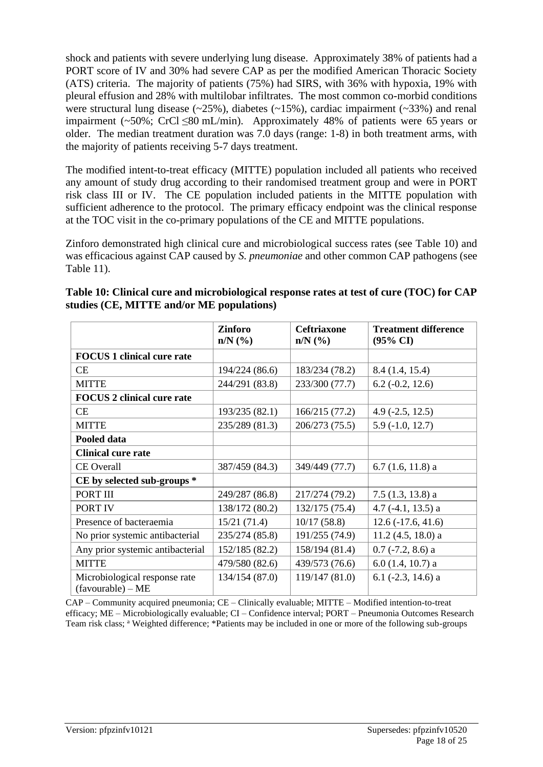shock and patients with severe underlying lung disease. Approximately 38% of patients had a PORT score of IV and 30% had severe CAP as per the modified American Thoracic Society (ATS) criteria. The majority of patients (75%) had SIRS, with 36% with hypoxia, 19% with pleural effusion and 28% with multilobar infiltrates. The most common co-morbid conditions were structural lung disease (~25%), diabetes (~15%), cardiac impairment (~33%) and renal impairment (~50%; CrCl ≤80 mL/min). Approximately 48% of patients were 65 years or older. The median treatment duration was 7.0 days (range: 1-8) in both treatment arms, with the majority of patients receiving 5-7 days treatment.

The modified intent-to-treat efficacy (MITTE) population included all patients who received any amount of study drug according to their randomised treatment group and were in PORT risk class III or IV. The CE population included patients in the MITTE population with sufficient adherence to the protocol. The primary efficacy endpoint was the clinical response at the TOC visit in the co-primary populations of the CE and MITTE populations.

Zinforo demonstrated high clinical cure and microbiological success rates (see Table 10) and was efficacious against CAP caused by *S. pneumoniae* and other common CAP pathogens (see Table 11).

**Table 10: Clinical cure and microbiological response rates at test of cure (TOC) for CAP studies (CE, MITTE and/or ME populations)**

| | Zinforo n/N (%) | Ceftriaxone n/N (%) | Treatment difference (95% CI) |
|---|---|---|---|
| **FOCUS 1 clinical cure rate** | | | |
| CE | 194/224 (86.6) | 183/234 (78.2) | 8.4 (1.4, 15.4) |
| MITTE | 244/291 (83.8) | 233/300 (77.7) | 6.2 (-0.2, 12.6) |
| **FOCUS 2 clinical cure rate** | | | |
| CE | 193/235 (82.1) | 166/215 (77.2) | 4.9 (-2.5, 12.5) |
| MITTE | 235/289 (81.3) | 206/273 (75.5) | 5.9 (-1.0, 12.7) |
| **Pooled data** | | | |
| **Clinical cure rate** | | | |
| CE Overall | 387/459 (84.3) | 349/449 (77.7) | 6.7 (1.6, 11.8) a |
| **CE by selected sub-groups \*** | | | |
| PORT III | 249/287 (86.8) | 217/274 (79.2) | 7.5 (1.3, 13.8) a |
| PORT IV | 138/172 (80.2) | 132/175 (75.4) | 4.7 (-4.1, 13.5) a |
| Presence of bacteraemia | 15/21 (71.4) | 10/17 (58.8) | 12.6 (-17.6, 41.6) |
| No prior systemic antibacterial | 235/274 (85.8) | 191/255 (74.9) | 11.2 (4.5, 18.0) a |
| Any prior systemic antibacterial | 152/185 (82.2) | 158/194 (81.4) | 0.7 (-7.2, 8.6) a |
| MITTE | 479/580 (82.6) | 439/573 (76.6) | 6.0 (1.4, 10.7) a |
| Microbiological response rate (favourable) – ME | 134/154 (87.0) | 119/147 (81.0) | 6.1 (-2.3, 14.6) a |

CAP – Community acquired pneumonia; CE – Clinically evaluable; MITTE – Modified intention-to-treat efficacy; ME – Microbiologically evaluable; CI – Confidence interval; PORT – Pneumonia Outcomes Research Team risk class; [a] Weighted difference; *Patients may be included in one or more of the following sub-groups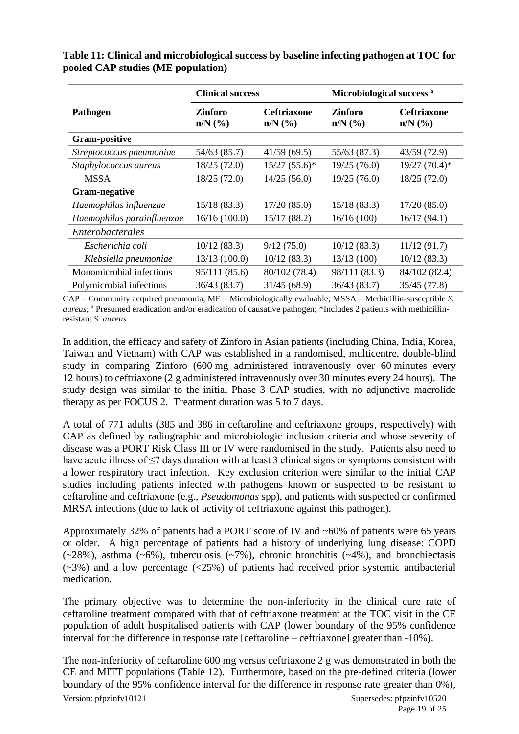**Table 11: Clinical and microbiological success by baseline infecting pathogen at TOC for pooled CAP studies (ME population)**

| Pathogen | Clinical success | | Microbiological success [a] | |
|---|---|---|---|---|
| | Zinforo n/N (%) | Ceftriaxone n/N (%) | Zinforo n/N (%) | Ceftriaxone n/N (%) |
| **Gram-positive** | | | | |
| *Streptococcus pneumoniae* | 54/63 (85.7) | 41/59 (69.5) | 55/63 (87.3) | 43/59 (72.9) |
| *Staphylococcus aureus* | 18/25 (72.0) | 15/27 (55.6)* | 19/25 (76.0) | 19/27 (70.4)* |
| MSSA | 18/25 (72.0) | 14/25 (56.0) | 19/25 (76.0) | 18/25 (72.0) |
| **Gram-negative** | | | | |
| *Haemophilus influenzae* | 15/18 (83.3) | 17/20 (85.0) | 15/18 (83.3) | 17/20 (85.0) |
| *Haemophilus parainfluenzae* | 16/16 (100.0) | 15/17 (88.2) | 16/16 (100) | 16/17 (94.1) |
| *Enterobacterales* | | | | |
| *Escherichia coli* | 10/12 (83.3) | 9/12 (75.0) | 10/12 (83.3) | 11/12 (91.7) |
| *Klebsiella pneumoniae* | 13/13 (100.0) | 10/12 (83.3) | 13/13 (100) | 10/12 (83.3) |
| Monomicrobial infections | 95/111 (85.6) | 80/102 (78.4) | 98/111 (83.3) | 84/102 (82.4) |
| Polymicrobial infections | 36/43 (83.7) | 31/45 (68.9) | 36/43 (83.7) | 35/45 (77.8) |

CAP – Community acquired pneumonia; ME – Microbiologically evaluable; MSSA – Methicillin-susceptible *S. aureus*; [a] Presumed eradication and/or eradication of causative pathogen; *Includes 2 patients with methicillin-resistant *S. aureus*

In addition, the efficacy and safety of Zinforo in Asian patients (including China, India, Korea, Taiwan and Vietnam) with CAP was established in a randomised, multicentre, double-blind study in comparing Zinforo (600 mg administered intravenously over 60 minutes every 12 hours) to ceftriaxone (2 g administered intravenously over 30 minutes every 24 hours). The study design was similar to the initial Phase 3 CAP studies, with no adjunctive macrolide therapy as per FOCUS 2. Treatment duration was 5 to 7 days.

A total of 771 adults (385 and 386 in ceftaroline and ceftriaxone groups, respectively) with CAP as defined by radiographic and microbiologic inclusion criteria and whose severity of disease was a PORT Risk Class III or IV were randomised in the study. Patients also need to have acute illness of ≤7 days duration with at least 3 clinical signs or symptoms consistent with a lower respiratory tract infection. Key exclusion criterion were similar to the initial CAP studies including patients infected with pathogens known or suspected to be resistant to ceftaroline and ceftriaxone (e.g., *Pseudomonas* spp), and patients with suspected or confirmed MRSA infections (due to lack of activity of ceftriaxone against this pathogen).

Approximately 32% of patients had a PORT score of IV and ~60% of patients were 65 years or older. A high percentage of patients had a history of underlying lung disease: COPD (~28%), asthma (~6%), tuberculosis (~7%), chronic bronchitis (~4%), and bronchiectasis (~3%) and a low percentage (<25%) of patients had received prior systemic antibacterial medication.

The primary objective was to determine the non-inferiority in the clinical cure rate of ceftaroline treatment compared with that of ceftriaxone treatment at the TOC visit in the CE population of adult hospitalised patients with CAP (lower boundary of the 95% confidence interval for the difference in response rate [ceftaroline – ceftriaxone] greater than -10%).

The non-inferiority of ceftaroline 600 mg versus ceftriaxone 2 g was demonstrated in both the CE and MITT populations (Table 12). Furthermore, based on the pre-defined criteria (lower boundary of the 95% confidence interval for the difference in response rate greater than 0%),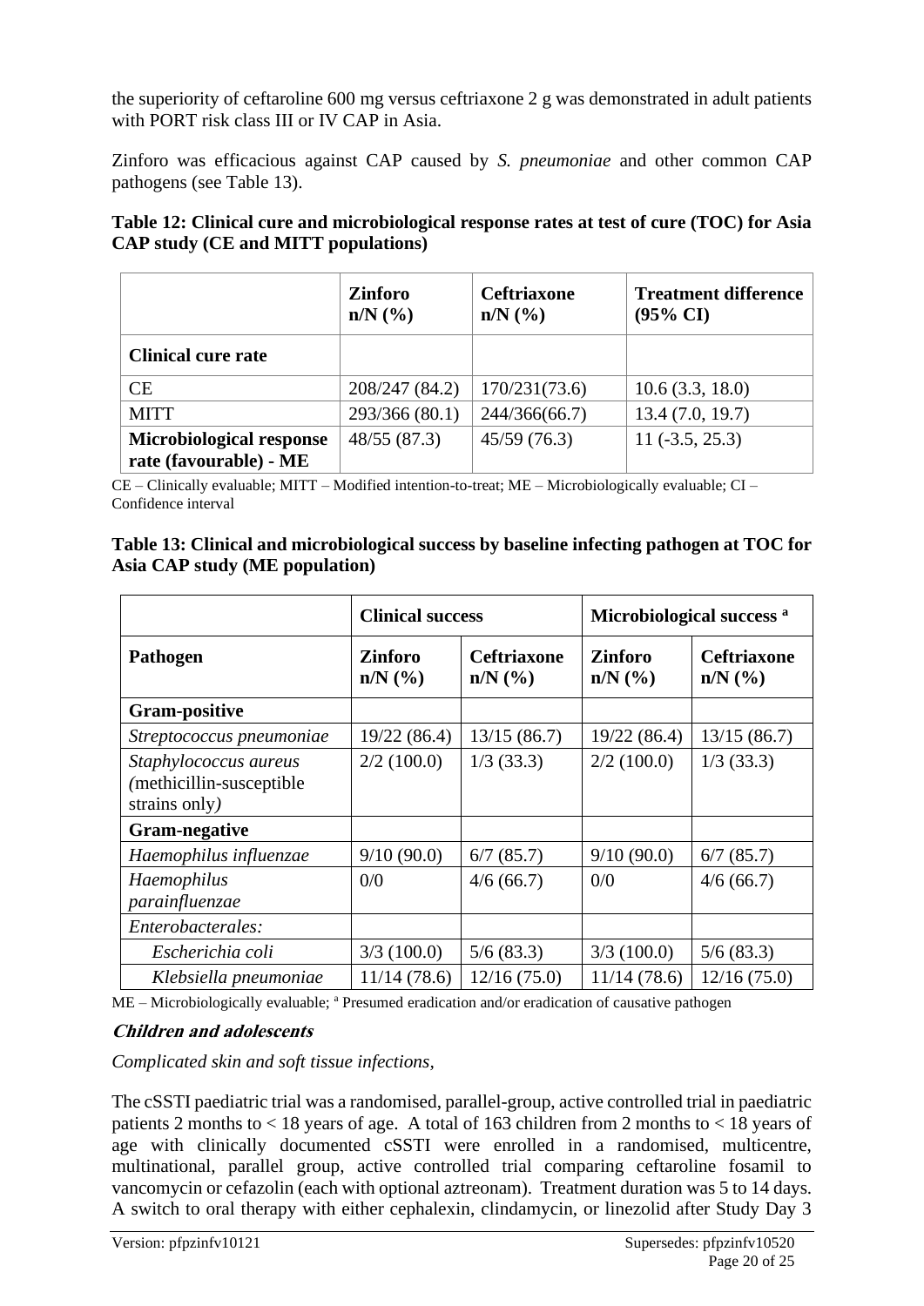the superiority of ceftaroline 600 mg versus ceftriaxone 2 g was demonstrated in adult patients with PORT risk class III or IV CAP in Asia.

Zinforo was efficacious against CAP caused by *S. pneumoniae* and other common CAP pathogens (see Table 13).

**Table 12: Clinical cure and microbiological response rates at test of cure (TOC) for Asia CAP study (CE and MITT populations)**

| | **Zinforo n/N (%)** | **Ceftriaxone n/N (%)** | **Treatment difference (95% CI)** |
|---|---|---|---|
| **Clinical cure rate** | | | |
| CE | 208/247 (84.2) | 170/231(73.6) | 10.6 (3.3, 18.0) |
| MITT | 293/366 (80.1) | 244/366(66.7) | 13.4 (7.0, 19.7) |
| **Microbiological response rate (favourable) - ME** | 48/55 (87.3) | 45/59 (76.3) | 11 (-3.5, 25.3) |

CE – Clinically evaluable; MITT – Modified intention-to-treat; ME – Microbiologically evaluable; CI – Confidence interval

**Table 13: Clinical and microbiological success by baseline infecting pathogen at TOC for Asia CAP study (ME population)**

| | **Clinical success** | | **Microbiological success [a]** | |
|---|---|---|---|---|
| **Pathogen** | **Zinforo n/N (%)** | **Ceftriaxone n/N (%)** | **Zinforo n/N (%)** | **Ceftriaxone n/N (%)** |
| **Gram-positive** | | | | |
| *Streptococcus pneumoniae* | 19/22 (86.4) | 13/15 (86.7) | 19/22 (86.4) | 13/15 (86.7) |
| *Staphylococcus aureus (*methicillin-susceptible strains only*)* | 2/2 (100.0) | 1/3 (33.3) | 2/2 (100.0) | 1/3 (33.3) |
| **Gram-negative** | | | | |
| *Haemophilus influenzae* | 9/10 (90.0) | 6/7 (85.7) | 9/10 (90.0) | 6/7 (85.7) |
| *Haemophilus parainfluenzae* | 0/0 | 4/6 (66.7) | 0/0 | 4/6 (66.7) |
| *Enterobacterales:* | | | | |
| *Escherichia coli* | 3/3 (100.0) | 5/6 (83.3) | 3/3 (100.0) | 5/6 (83.3) |
| *Klebsiella pneumoniae* | 11/14 (78.6) | 12/16 (75.0) | 11/14 (78.6) | 12/16 (75.0) |

ME – Microbiologically evaluable; [a] Presumed eradication and/or eradication of causative pathogen

***Children and adolescents***

*Complicated skin and soft tissue infections,*

The cSSTI paediatric trial was a randomised, parallel-group, active controlled trial in paediatric patients 2 months to < 18 years of age. A total of 163 children from 2 months to < 18 years of age with clinically documented cSSTI were enrolled in a randomised, multicentre, multinational, parallel group, active controlled trial comparing ceftaroline fosamil to vancomycin or cefazolin (each with optional aztreonam). Treatment duration was 5 to 14 days. A switch to oral therapy with either cephalexin, clindamycin, or linezolid after Study Day 3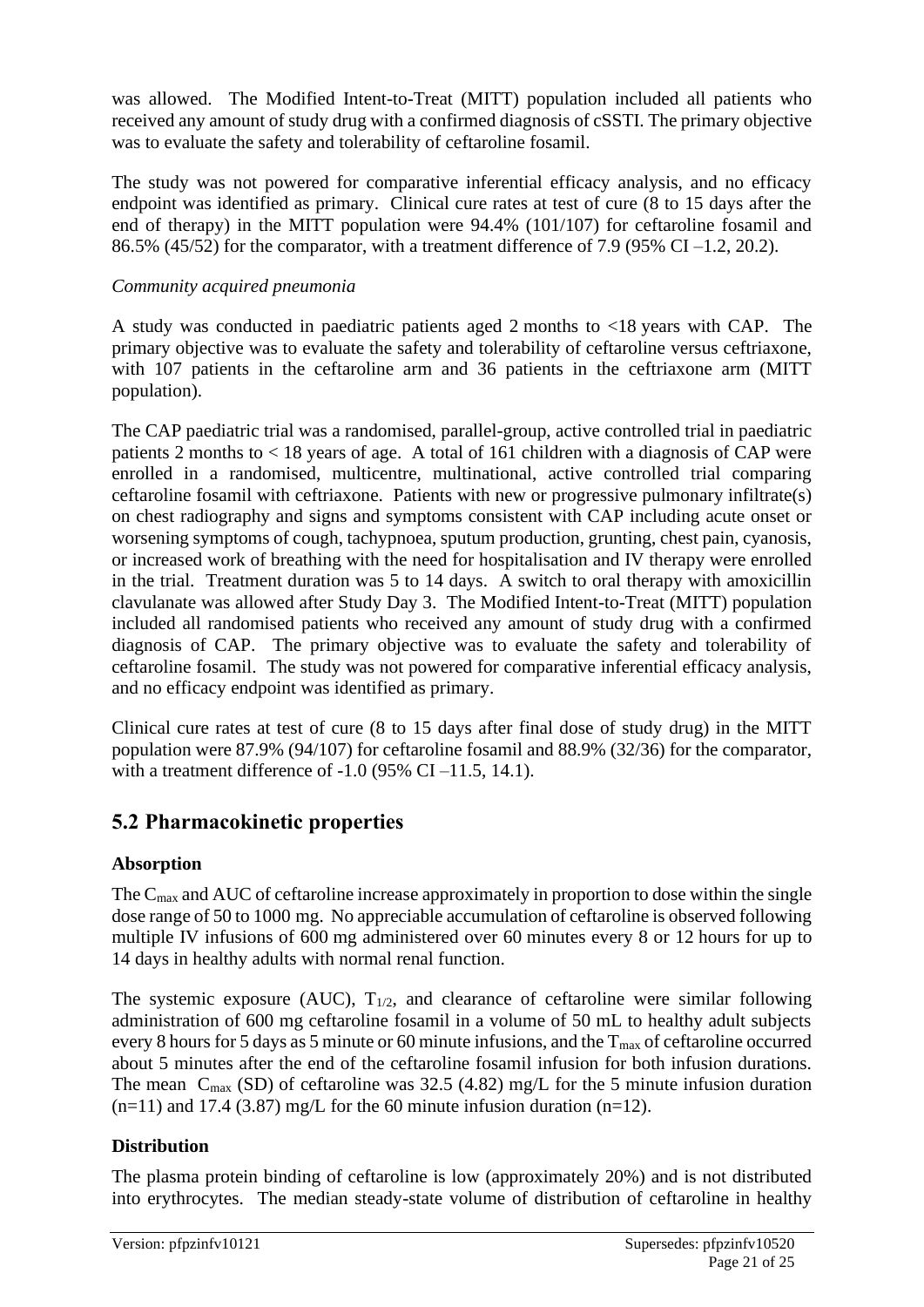was allowed. The Modified Intent-to-Treat (MITT) population included all patients who received any amount of study drug with a confirmed diagnosis of cSSTI. The primary objective was to evaluate the safety and tolerability of ceftaroline fosamil.

The study was not powered for comparative inferential efficacy analysis, and no efficacy endpoint was identified as primary. Clinical cure rates at test of cure (8 to 15 days after the end of therapy) in the MITT population were 94.4% (101/107) for ceftaroline fosamil and 86.5% (45/52) for the comparator, with a treatment difference of 7.9 (95% CI –1.2, 20.2).

*Community acquired pneumonia*

A study was conducted in paediatric patients aged 2 months to <18 years with CAP. The primary objective was to evaluate the safety and tolerability of ceftaroline versus ceftriaxone, with 107 patients in the ceftaroline arm and 36 patients in the ceftriaxone arm (MITT population).

The CAP paediatric trial was a randomised, parallel-group, active controlled trial in paediatric patients 2 months to < 18 years of age. A total of 161 children with a diagnosis of CAP were enrolled in a randomised, multicentre, multinational, active controlled trial comparing ceftaroline fosamil with ceftriaxone. Patients with new or progressive pulmonary infiltrate(s) on chest radiography and signs and symptoms consistent with CAP including acute onset or worsening symptoms of cough, tachypnoea, sputum production, grunting, chest pain, cyanosis, or increased work of breathing with the need for hospitalisation and IV therapy were enrolled in the trial. Treatment duration was 5 to 14 days. A switch to oral therapy with amoxicillin clavulanate was allowed after Study Day 3. The Modified Intent-to-Treat (MITT) population included all randomised patients who received any amount of study drug with a confirmed diagnosis of CAP. The primary objective was to evaluate the safety and tolerability of ceftaroline fosamil. The study was not powered for comparative inferential efficacy analysis, and no efficacy endpoint was identified as primary.

Clinical cure rates at test of cure (8 to 15 days after final dose of study drug) in the MITT population were 87.9% (94/107) for ceftaroline fosamil and 88.9% (32/36) for the comparator, with a treatment difference of -1.0 (95% CI –11.5, 14.1).

## 5.2 Pharmacokinetic properties

### Absorption

The $C_{max}$ and AUC of ceftaroline increase approximately in proportion to dose within the single dose range of 50 to 1000 mg. No appreciable accumulation of ceftaroline is observed following multiple IV infusions of 600 mg administered over 60 minutes every 8 or 12 hours for up to 14 days in healthy adults with normal renal function.

The systemic exposure (AUC), $T_{1/2}$, and clearance of ceftaroline were similar following administration of 600 mg ceftaroline fosamil in a volume of 50 mL to healthy adult subjects every 8 hours for 5 days as 5 minute or 60 minute infusions, and the $T_{max}$ of ceftaroline occurred about 5 minutes after the end of the ceftaroline fosamil infusion for both infusion durations. The mean $C_{max}$ (SD) of ceftaroline was 32.5 (4.82) mg/L for the 5 minute infusion duration (n=11) and 17.4 (3.87) mg/L for the 60 minute infusion duration (n=12).

### Distribution

The plasma protein binding of ceftaroline is low (approximately 20%) and is not distributed into erythrocytes. The median steady-state volume of distribution of ceftaroline in healthy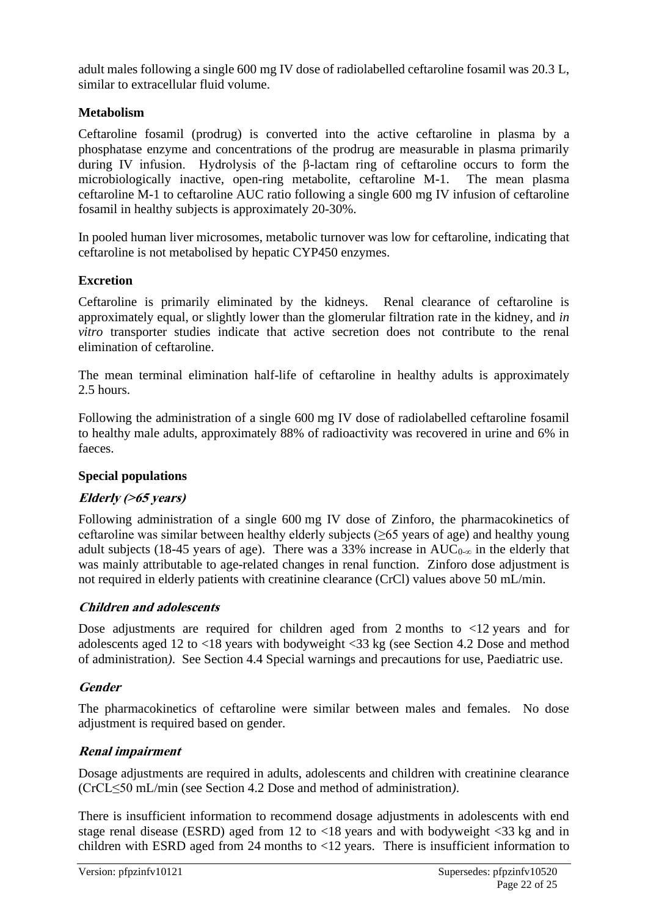adult males following a single 600 mg IV dose of radiolabelled ceftaroline fosamil was 20.3 L, similar to extracellular fluid volume.

**Metabolism**

Ceftaroline fosamil (prodrug) is converted into the active ceftaroline in plasma by a phosphatase enzyme and concentrations of the prodrug are measurable in plasma primarily during IV infusion. Hydrolysis of the β-lactam ring of ceftaroline occurs to form the microbiologically inactive, open-ring metabolite, ceftaroline M-1. The mean plasma ceftaroline M-1 to ceftaroline AUC ratio following a single 600 mg IV infusion of ceftaroline fosamil in healthy subjects is approximately 20-30%.

In pooled human liver microsomes, metabolic turnover was low for ceftaroline, indicating that ceftaroline is not metabolised by hepatic CYP450 enzymes.

**Excretion**

Ceftaroline is primarily eliminated by the kidneys. Renal clearance of ceftaroline is approximately equal, or slightly lower than the glomerular filtration rate in the kidney, and *in vitro* transporter studies indicate that active secretion does not contribute to the renal elimination of ceftaroline.

The mean terminal elimination half-life of ceftaroline in healthy adults is approximately 2.5 hours.

Following the administration of a single 600 mg IV dose of radiolabelled ceftaroline fosamil to healthy male adults, approximately 88% of radioactivity was recovered in urine and 6% in faeces.

**Special populations**

***Elderly (>65 years)***

Following administration of a single 600 mg IV dose of Zinforo, the pharmacokinetics of ceftaroline was similar between healthy elderly subjects (≥65 years of age) and healthy young adult subjects (18-45 years of age). There was a 33% increase in $AUC_{0-\infty}$ in the elderly that was mainly attributable to age-related changes in renal function. Zinforo dose adjustment is not required in elderly patients with creatinine clearance (CrCl) values above 50 mL/min.

***Children and adolescents***

Dose adjustments are required for children aged from 2 months to <12 years and for adolescents aged 12 to <18 years with bodyweight <33 kg (see Section 4.2 Dose and method of administration*)*. See Section 4.4 Special warnings and precautions for use, Paediatric use.

***Gender***

The pharmacokinetics of ceftaroline were similar between males and females. No dose adjustment is required based on gender.

***Renal impairment***

Dosage adjustments are required in adults, adolescents and children with creatinine clearance (CrCL≤50 mL/min (see Section 4.2 Dose and method of administration*)*.

There is insufficient information to recommend dosage adjustments in adolescents with end stage renal disease (ESRD) aged from 12 to <18 years and with bodyweight <33 kg and in children with ESRD aged from 24 months to <12 years. There is insufficient information to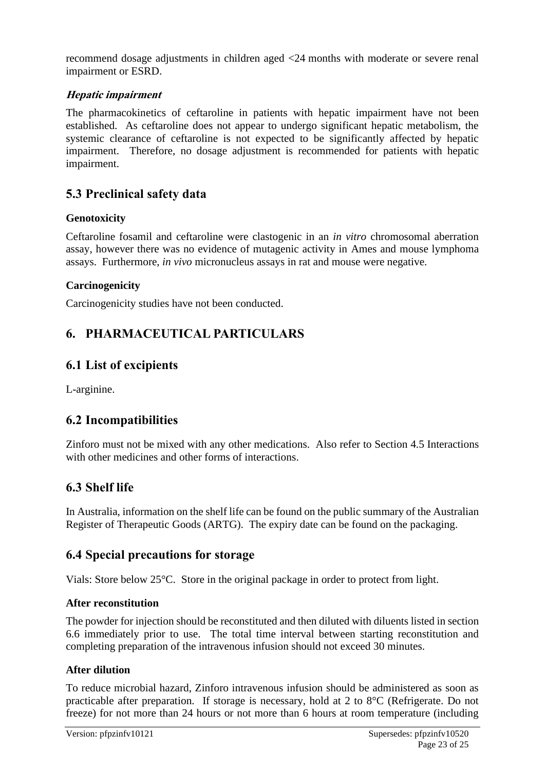recommend dosage adjustments in children aged <24 months with moderate or severe renal impairment or ESRD.

***Hepatic impairment***

The pharmacokinetics of ceftaroline in patients with hepatic impairment have not been established. As ceftaroline does not appear to undergo significant hepatic metabolism, the systemic clearance of ceftaroline is not expected to be significantly affected by hepatic impairment. Therefore, no dosage adjustment is recommended for patients with hepatic impairment.

## 5.3 Preclinical safety data

**Genotoxicity**

Ceftaroline fosamil and ceftaroline were clastogenic in an *in vitro* chromosomal aberration assay, however there was no evidence of mutagenic activity in Ames and mouse lymphoma assays. Furthermore, *in vivo* micronucleus assays in rat and mouse were negative.

**Carcinogenicity**

Carcinogenicity studies have not been conducted.

# 6. PHARMACEUTICAL PARTICULARS

## 6.1 List of excipients

L-arginine.

## 6.2 Incompatibilities

Zinforo must not be mixed with any other medications. Also refer to Section 4.5 Interactions with other medicines and other forms of interactions.

## 6.3 Shelf life

In Australia, information on the shelf life can be found on the public summary of the Australian Register of Therapeutic Goods (ARTG). The expiry date can be found on the packaging.

## 6.4 Special precautions for storage

Vials: Store below 25°C. Store in the original package in order to protect from light.

**After reconstitution**

The powder for injection should be reconstituted and then diluted with diluents listed in section 6.6 immediately prior to use. The total time interval between starting reconstitution and completing preparation of the intravenous infusion should not exceed 30 minutes.

**After dilution**

To reduce microbial hazard, Zinforo intravenous infusion should be administered as soon as practicable after preparation. If storage is necessary, hold at 2 to 8°C (Refrigerate. Do not freeze) for not more than 24 hours or not more than 6 hours at room temperature (including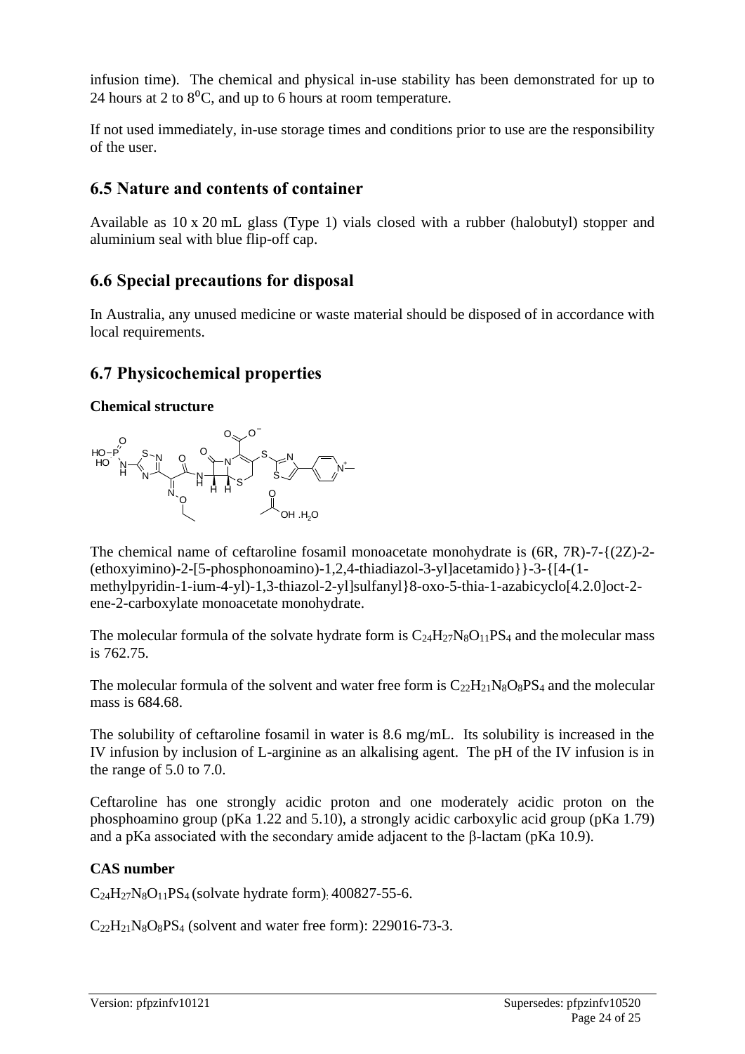infusion time). The chemical and physical in-use stability has been demonstrated for up to 24 hours at 2 to $8^0$C, and up to 6 hours at room temperature.

If not used immediately, in-use storage times and conditions prior to use are the responsibility of the user.

## 6.5 Nature and contents of container

Available as 10 x 20 mL glass (Type 1) vials closed with a rubber (halobutyl) stopper and aluminium seal with blue flip-off cap.

## 6.6 Special precautions for disposal

In Australia, any unused medicine or waste material should be disposed of in accordance with local requirements.

## 6.7 Physicochemical properties

**Chemical structure**

The chemical name of ceftaroline fosamil monoacetate monohydrate is (6R, 7R)-7-{(2Z)-2-(ethoxyimino)-2-[5-phosphonoamino)-1,2,4-thiadiazol-3-yl]acetamido}}-3-{[4-(1-methylpyridin-1-ium-4-yl)-1,3-thiazol-2-yl]sulfanyl}8-oxo-5-thia-1-azabicyclo[4.2.0]oct-2-ene-2-carboxylate monoacetate monohydrate.

The molecular formula of the solvate hydrate form is $C_{24}H_{27}N_8O_{11}PS_4$ and the molecular mass is 762.75.

The molecular formula of the solvent and water free form is $C_{22}H_{21}N_8O_8PS_4$ and the molecular mass is 684.68.

The solubility of ceftaroline fosamil in water is 8.6 mg/mL. Its solubility is increased in the IV infusion by inclusion of L-arginine as an alkalising agent. The pH of the IV infusion is in the range of 5.0 to 7.0.

Ceftaroline has one strongly acidic proton and one moderately acidic proton on the phosphoamino group (pKa 1.22 and 5.10), a strongly acidic carboxylic acid group (pKa 1.79) and a pKa associated with the secondary amide adjacent to the β-lactam (pKa 10.9).

**CAS number**

$C_{24}H_{27}N_8O_{11}PS_4$ (solvate hydrate form): 400827-55-6.

$C_{22}H_{21}N_8O_8PS_4$ (solvent and water free form): 229016-73-3.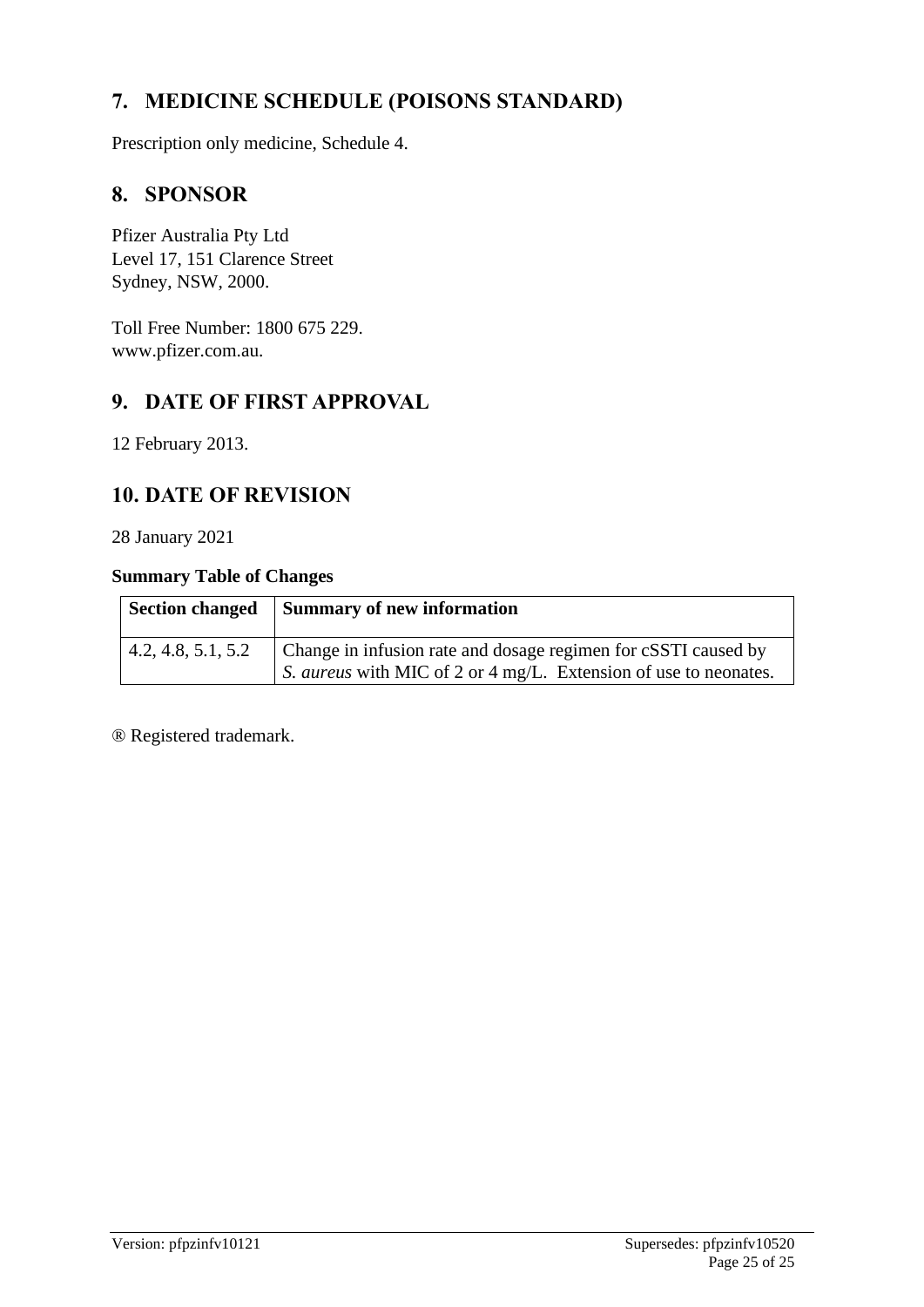## 7. MEDICINE SCHEDULE (POISONS STANDARD)

Prescription only medicine, Schedule 4.

## 8. SPONSOR

Pfizer Australia Pty Ltd
Level 17, 151 Clarence Street
Sydney, NSW, 2000.

Toll Free Number: 1800 675 229.
www.pfizer.com.au.

## 9. DATE OF FIRST APPROVAL

12 February 2013.

## 10. DATE OF REVISION

28 January 2021

**Summary Table of Changes**

| Section changed | Summary of new information |
|---|---|
| 4.2, 4.8, 5.1, 5.2 | Change in infusion rate and dosage regimen for cSSTI caused by *S. aureus* with MIC of 2 or 4 mg/L. Extension of use to neonates. |

® Registered trademark.

Version: pfpzinfv10121 Supersedes: pfpzinfv10520